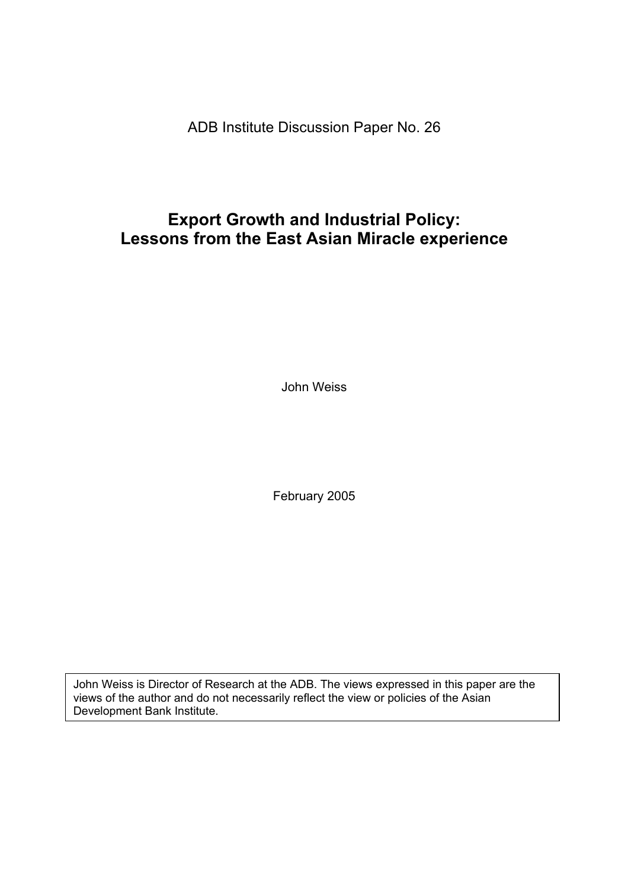ADB Institute Discussion Paper No. 26

# Export Growth and Industrial Policy: Lessons from the East Asian Miracle experience

John Weiss

February 2005

John Weiss is Director of Research at the ADB. The views expressed in this paper are the views of the author and do not necessarily reflect the view or policies of the Asian Development Bank Institute.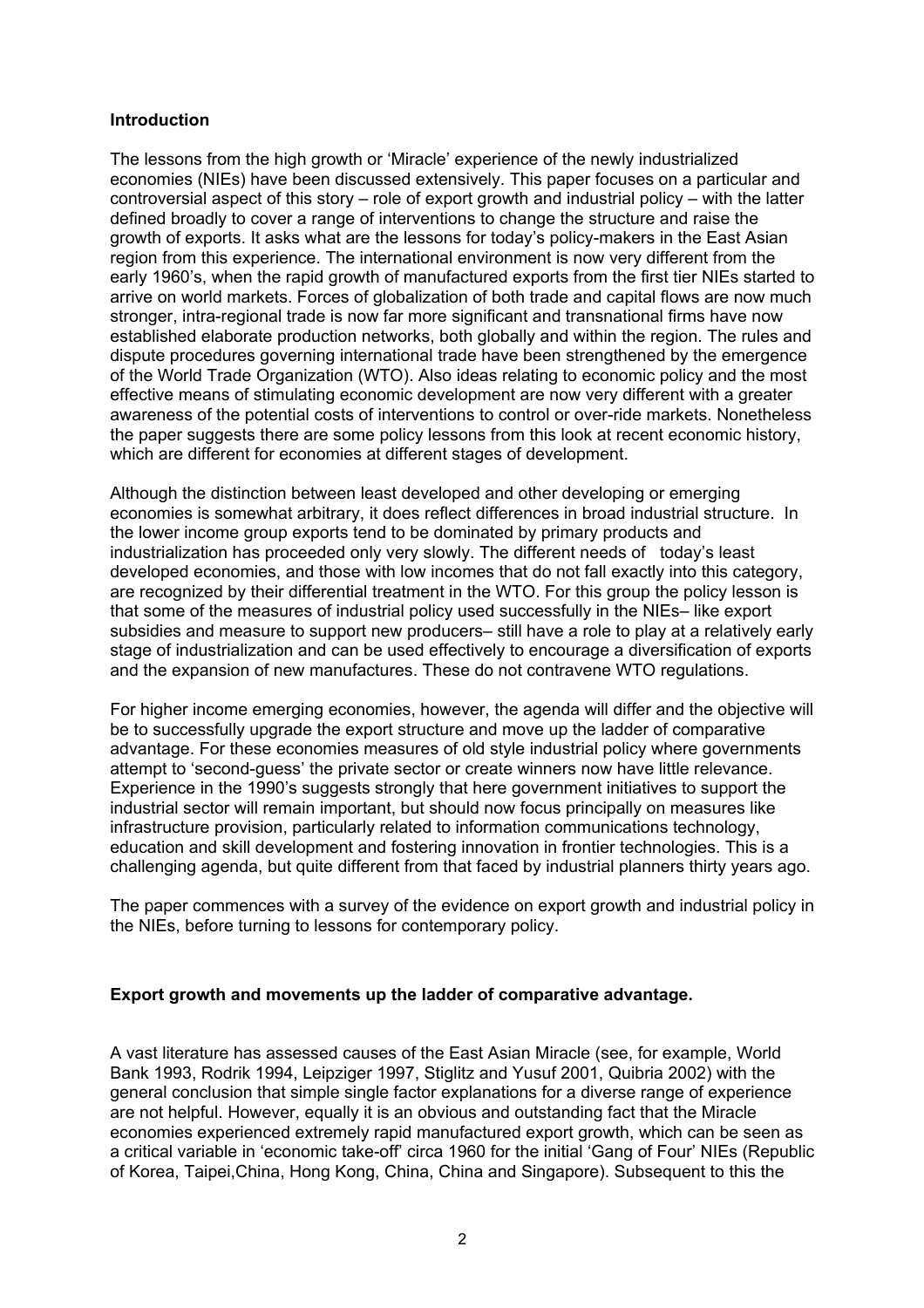**Introduction**

The lessons from the high growth or 'Miracle' experience of the newly industrialized economies (NIEs) have been discussed extensively. This paper focuses on a particular and controversial aspect of this story – role of export growth and industrial policy – with the latter defined broadly to cover a range of interventions to change the structure and raise the growth of exports. It asks what are the lessons for today's policy-makers in the East Asian region from this experience. The international environment is now very different from the early 1960's, when the rapid growth of manufactured exports from the first tier NIEs started to arrive on world markets. Forces of globalization of both trade and capital flows are now much stronger, intra-regional trade is now far more significant and transnational firms have now established elaborate production networks, both globally and within the region. The rules and dispute procedures governing international trade have been strengthened by the emergence of the World Trade Organization (WTO). Also ideas relating to economic policy and the most effective means of stimulating economic development are now very different with a greater awareness of the potential costs of interventions to control or over-ride markets. Nonetheless the paper suggests there are some policy lessons from this look at recent economic history, which are different for economies at different stages of development.

Although the distinction between least developed and other developing or emerging economies is somewhat arbitrary, it does reflect differences in broad industrial structure. In the lower income group exports tend to be dominated by primary products and industrialization has proceeded only very slowly. The different needs of today's least developed economies, and those with low incomes that do not fall exactly into this category, are recognized by their differential treatment in the WTO. For this group the policy lesson is that some of the measures of industrial policy used successfully in the NIEs– like export subsidies and measure to support new producers– still have a role to play at a relatively early stage of industrialization and can be used effectively to encourage a diversification of exports and the expansion of new manufactures. These do not contravene WTO regulations.

For higher income emerging economies, however, the agenda will differ and the objective will be to successfully upgrade the export structure and move up the ladder of comparative advantage. For these economies measures of old style industrial policy where governments attempt to 'second-guess' the private sector or create winners now have little relevance. Experience in the 1990's suggests strongly that here government initiatives to support the industrial sector will remain important, but should now focus principally on measures like infrastructure provision, particularly related to information communications technology, education and skill development and fostering innovation in frontier technologies. This is a challenging agenda, but quite different from that faced by industrial planners thirty years ago.

The paper commences with a survey of the evidence on export growth and industrial policy in the NIEs, before turning to lessons for contemporary policy.

**Export growth and movements up the ladder of comparative advantage.**

A vast literature has assessed causes of the East Asian Miracle (see, for example, World Bank 1993, Rodrik 1994, Leipziger 1997, Stiglitz and Yusuf 2001, Quibria 2002) with the general conclusion that simple single factor explanations for a diverse range of experience are not helpful. However, equally it is an obvious and outstanding fact that the Miracle economies experienced extremely rapid manufactured export growth, which can be seen as a critical variable in 'economic take-off' circa 1960 for the initial 'Gang of Four' NIEs (Republic of Korea, Taipei,China, Hong Kong, China, China and Singapore). Subsequent to this the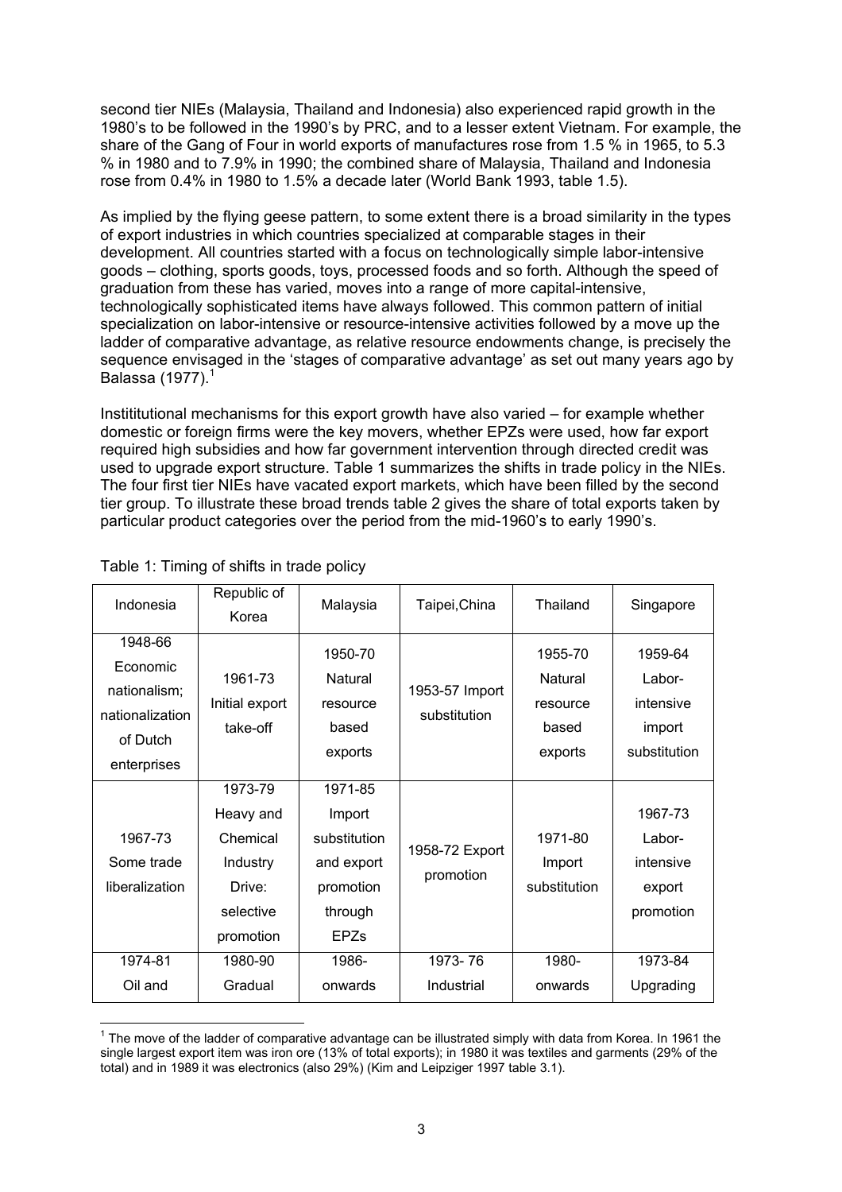second tier NIEs (Malaysia, Thailand and Indonesia) also experienced rapid growth in the 1980's to be followed in the 1990's by PRC, and to a lesser extent Vietnam. For example, the share of the Gang of Four in world exports of manufactures rose from 1.5 % in 1965, to 5.3 % in 1980 and to 7.9% in 1990; the combined share of Malaysia, Thailand and Indonesia rose from 0.4% in 1980 to 1.5% a decade later (World Bank 1993, table 1.5).

As implied by the flying geese pattern, to some extent there is a broad similarity in the types of export industries in which countries specialized at comparable stages in their development. All countries started with a focus on technologically simple labor-intensive goods – clothing, sports goods, toys, processed foods and so forth. Although the speed of graduation from these has varied, moves into a range of more capital-intensive, technologically sophisticated items have always followed. This common pattern of initial specialization on labor-intensive or resource-intensive activities followed by a move up the ladder of comparative advantage, as relative resource endowments change, is precisely the sequence envisaged in the 'stages of comparative advantage' as set out many years ago by Balassa (1977).[1]

Instititutional mechanisms for this export growth have also varied – for example whether domestic or foreign firms were the key movers, whether EPZs were used, how far export required high subsidies and how far government intervention through directed credit was used to upgrade export structure. Table 1 summarizes the shifts in trade policy in the NIEs. The four first tier NIEs have vacated export markets, which have been filled by the second tier group. To illustrate these broad trends table 2 gives the share of total exports taken by particular product categories over the period from the mid-1960's to early 1990's.

Table 1: Timing of shifts in trade policy

| Indonesia | Republic of Korea | Malaysia | Taipei,China | Thailand | Singapore |
|---|---|---|---|---|---|
| 1948-66 Economic nationalism; nationalization of Dutch enterprises | 1961-73 Initial export take-off | 1950-70 Natural resource based exports | 1953-57 Import substitution | 1955-70 Natural resource based exports | 1959-64 Labor-intensive import substitution |
| 1967-73 Some trade liberalization | 1973-79 Heavy and Chemical Industry Drive: selective promotion | 1971-85 Import substitution and export promotion through EPZs | 1958-72 Export promotion | 1971-80 Import substitution | 1967-73 Labor-intensive export promotion |
| 1974-81 Oil and | 1980-90 Gradual | 1986- onwards | 1973- 76 Industrial | 1980- onwards | 1973-84 Upgrading |

[1] The move of the ladder of comparative advantage can be illustrated simply with data from Korea. In 1961 the single largest export item was iron ore (13% of total exports); in 1980 it was textiles and garments (29% of the total) and in 1989 it was electronics (also 29%) (Kim and Leipziger 1997 table 3.1).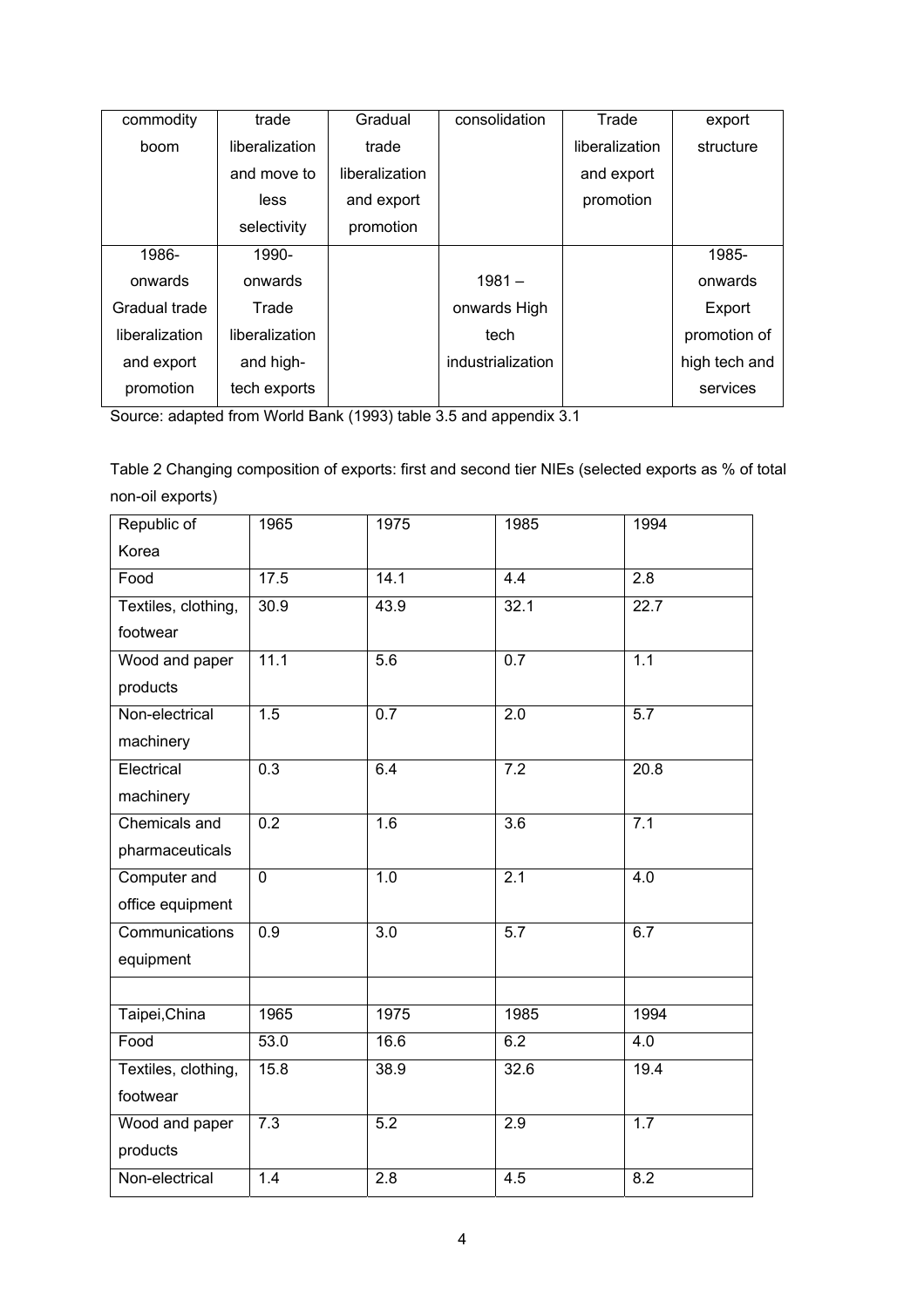| commodity boom | trade liberalization and move to less selectivity | Gradual trade liberalization and export promotion | consolidation | Trade liberalization and export promotion | export structure |
|---|---|---|---|---|---|
| 1986-onwards Gradual trade liberalization and export promotion | 1990-onwards Trade liberalization and high-tech exports | | 1981 – onwards High tech industrialization | | 1985-onwards Export promotion of high tech and services |

Source: adapted from World Bank (1993) table 3.5 and appendix 3.1

Table 2 Changing composition of exports: first and second tier NIEs (selected exports as % of total non-oil exports)

| Republic of Korea | 1965 | 1975 | 1985 | 1994 |
|---|---|---|---|---|
| Food | 17.5 | 14.1 | 4.4 | 2.8 |
| Textiles, clothing, footwear | 30.9 | 43.9 | 32.1 | 22.7 |
| Wood and paper products | 11.1 | 5.6 | 0.7 | 1.1 |
| Non-electrical machinery | 1.5 | 0.7 | 2.0 | 5.7 |
| Electrical machinery | 0.3 | 6.4 | 7.2 | 20.8 |
| Chemicals and pharmaceuticals | 0.2 | 1.6 | 3.6 | 7.1 |
| Computer and office equipment | 0 | 1.0 | 2.1 | 4.0 |
| Communications equipment | 0.9 | 3.0 | 5.7 | 6.7 |
| | | | | |
| Taipei,China | 1965 | 1975 | 1985 | 1994 |
| Food | 53.0 | 16.6 | 6.2 | 4.0 |
| Textiles, clothing, footwear | 15.8 | 38.9 | 32.6 | 19.4 |
| Wood and paper products | 7.3 | 5.2 | 2.9 | 1.7 |
| Non-electrical | 1.4 | 2.8 | 4.5 | 8.2 |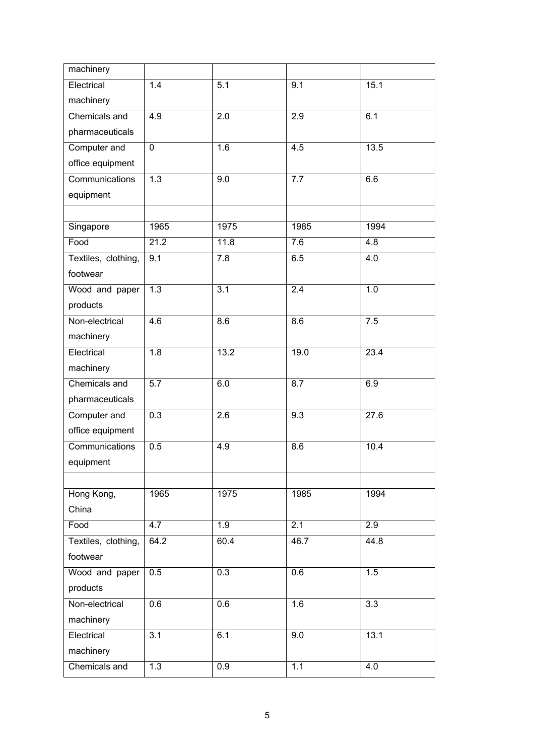| machinery | | | | |
|---|---|---|---|---|
| Electrical machinery | 1.4 | 5.1 | 9.1 | 15.1 |
| Chemicals and pharmaceuticals | 4.9 | 2.0 | 2.9 | 6.1 |
| Computer and office equipment | 0 | 1.6 | 4.5 | 13.5 |
| Communications equipment | 1.3 | 9.0 | 7.7 | 6.6 |
| | | | | |
| Singapore | 1965 | 1975 | 1985 | 1994 |
| Food | 21.2 | 11.8 | 7.6 | 4.8 |
| Textiles, clothing, footwear | 9.1 | 7.8 | 6.5 | 4.0 |
| Wood and paper products | 1.3 | 3.1 | 2.4 | 1.0 |
| Non-electrical machinery | 4.6 | 8.6 | 8.6 | 7.5 |
| Electrical machinery | 1.8 | 13.2 | 19.0 | 23.4 |
| Chemicals and pharmaceuticals | 5.7 | 6.0 | 8.7 | 6.9 |
| Computer and office equipment | 0.3 | 2.6 | 9.3 | 27.6 |
| Communications equipment | 0.5 | 4.9 | 8.6 | 10.4 |
| | | | | |
| Hong Kong, China | 1965 | 1975 | 1985 | 1994 |
| Food | 4.7 | 1.9 | 2.1 | 2.9 |
| Textiles, clothing, footwear | 64.2 | 60.4 | 46.7 | 44.8 |
| Wood and paper products | 0.5 | 0.3 | 0.6 | 1.5 |
| Non-electrical machinery | 0.6 | 0.6 | 1.6 | 3.3 |
| Electrical machinery | 3.1 | 6.1 | 9.0 | 13.1 |
| Chemicals and | 1.3 | 0.9 | 1.1 | 4.0 |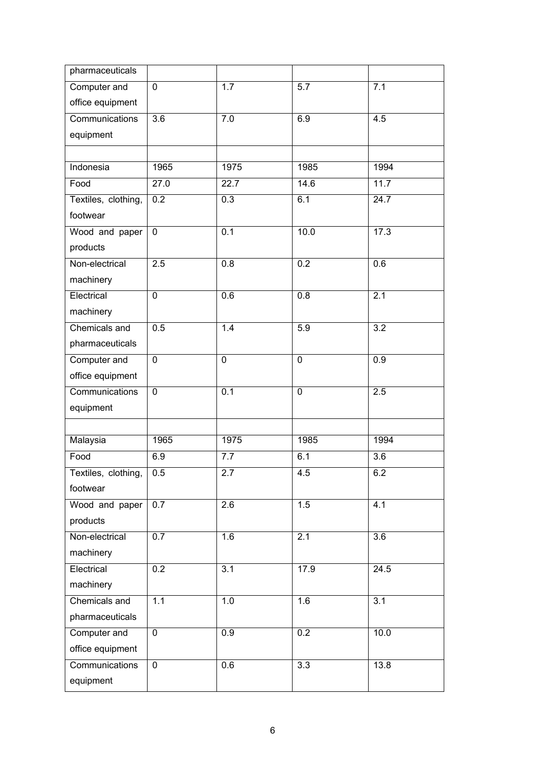| pharmaceuticals | | | | |
|---|---|---|---|---|
| Computer and office equipment | 0 | 1.7 | 5.7 | 7.1 |
| Communications equipment | 3.6 | 7.0 | 6.9 | 4.5 |
| | | | | |
| Indonesia | 1965 | 1975 | 1985 | 1994 |
| Food | 27.0 | 22.7 | 14.6 | 11.7 |
| Textiles, clothing, footwear | 0.2 | 0.3 | 6.1 | 24.7 |
| Wood and paper products | 0 | 0.1 | 10.0 | 17.3 |
| Non-electrical machinery | 2.5 | 0.8 | 0.2 | 0.6 |
| Electrical machinery | 0 | 0.6 | 0.8 | 2.1 |
| Chemicals and pharmaceuticals | 0.5 | 1.4 | 5.9 | 3.2 |
| Computer and office equipment | 0 | 0 | 0 | 0.9 |
| Communications equipment | 0 | 0.1 | 0 | 2.5 |
| | | | | |
| Malaysia | 1965 | 1975 | 1985 | 1994 |
| Food | 6.9 | 7.7 | 6.1 | 3.6 |
| Textiles, clothing, footwear | 0.5 | 2.7 | 4.5 | 6.2 |
| Wood and paper products | 0.7 | 2.6 | 1.5 | 4.1 |
| Non-electrical machinery | 0.7 | 1.6 | 2.1 | 3.6 |
| Electrical machinery | 0.2 | 3.1 | 17.9 | 24.5 |
| Chemicals and pharmaceuticals | 1.1 | 1.0 | 1.6 | 3.1 |
| Computer and office equipment | 0 | 0.9 | 0.2 | 10.0 |
| Communications equipment | 0 | 0.6 | 3.3 | 13.8 |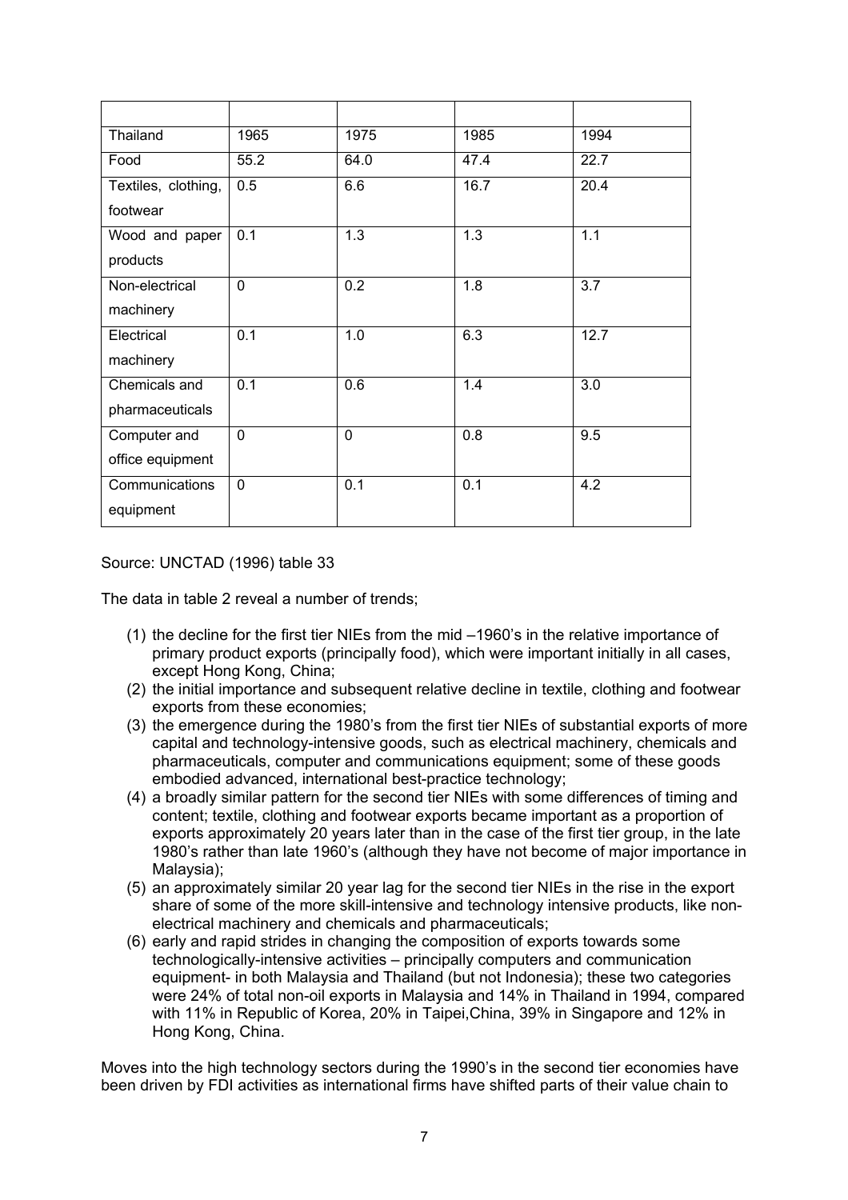| | | | | |
|---|---|---|---|---|
| Thailand | 1965 | 1975 | 1985 | 1994 |
| Food | 55.2 | 64.0 | 47.4 | 22.7 |
| Textiles, clothing, footwear | 0.5 | 6.6 | 16.7 | 20.4 |
| Wood and paper products | 0.1 | 1.3 | 1.3 | 1.1 |
| Non-electrical machinery | 0 | 0.2 | 1.8 | 3.7 |
| Electrical machinery | 0.1 | 1.0 | 6.3 | 12.7 |
| Chemicals and pharmaceuticals | 0.1 | 0.6 | 1.4 | 3.0 |
| Computer and office equipment | 0 | 0 | 0.8 | 9.5 |
| Communications equipment | 0 | 0.1 | 0.1 | 4.2 |

Source: UNCTAD (1996) table 33

The data in table 2 reveal a number of trends;

1. the decline for the first tier NIEs from the mid –1960's in the relative importance of primary product exports (principally food), which were important initially in all cases, except Hong Kong, China;
2. the initial importance and subsequent relative decline in textile, clothing and footwear exports from these economies;
3. the emergence during the 1980's from the first tier NIEs of substantial exports of more capital and technology-intensive goods, such as electrical machinery, chemicals and pharmaceuticals, computer and communications equipment; some of these goods embodied advanced, international best-practice technology;
4. a broadly similar pattern for the second tier NIEs with some differences of timing and content; textile, clothing and footwear exports became important as a proportion of exports approximately 20 years later than in the case of the first tier group, in the late 1980's rather than late 1960's (although they have not become of major importance in Malaysia);
5. an approximately similar 20 year lag for the second tier NIEs in the rise in the export share of some of the more skill-intensive and technology intensive products, like non-electrical machinery and chemicals and pharmaceuticals;
6. early and rapid strides in changing the composition of exports towards some technologically-intensive activities – principally computers and communication equipment- in both Malaysia and Thailand (but not Indonesia); these two categories were 24% of total non-oil exports in Malaysia and 14% in Thailand in 1994, compared with 11% in Republic of Korea, 20% in Taipei,China, 39% in Singapore and 12% in Hong Kong, China.

Moves into the high technology sectors during the 1990's in the second tier economies have been driven by FDI activities as international firms have shifted parts of their value chain to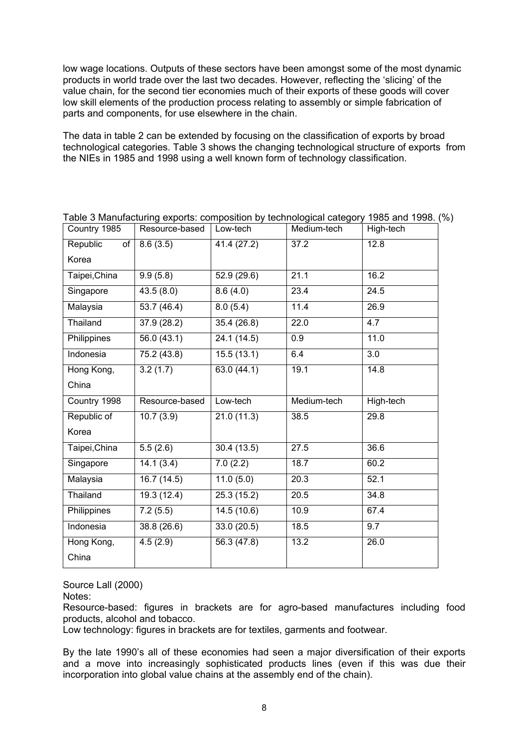low wage locations. Outputs of these sectors have been amongst some of the most dynamic products in world trade over the last two decades. However, reflecting the 'slicing' of the value chain, for the second tier economies much of their exports of these goods will cover low skill elements of the production process relating to assembly or simple fabrication of parts and components, for use elsewhere in the chain.

The data in table 2 can be extended by focusing on the classification of exports by broad technological categories. Table 3 shows the changing technological structure of exports from the NIEs in 1985 and 1998 using a well known form of technology classification.

Table 3 Manufacturing exports: composition by technological category 1985 and 1998. (%)

| Country 1985 | Resource-based | Low-tech | Medium-tech | High-tech |
|---|---|---|---|---|
| Republic of Korea | 8.6 (3.5) | 41.4 (27.2) | 37.2 | 12.8 |
| Taipei,China | 9.9 (5.8) | 52.9 (29.6) | 21.1 | 16.2 |
| Singapore | 43.5 (8.0) | 8.6 (4.0) | 23.4 | 24.5 |
| Malaysia | 53.7 (46.4) | 8.0 (5.4) | 11.4 | 26.9 |
| Thailand | 37.9 (28.2) | 35.4 (26.8) | 22.0 | 4.7 |
| Philippines | 56.0 (43.1) | 24.1 (14.5) | 0.9 | 11.0 |
| Indonesia | 75.2 (43.8) | 15.5 (13.1) | 6.4 | 3.0 |
| Hong Kong, China | 3.2 (1.7) | 63.0 (44.1) | 19.1 | 14.8 |
| **Country 1998** | **Resource-based** | **Low-tech** | **Medium-tech** | **High-tech** |
| Republic of Korea | 10.7 (3.9) | 21.0 (11.3) | 38.5 | 29.8 |
| Taipei,China | 5.5 (2.6) | 30.4 (13.5) | 27.5 | 36.6 |
| Singapore | 14.1 (3.4) | 7.0 (2.2) | 18.7 | 60.2 |
| Malaysia | 16.7 (14.5) | 11.0 (5.0) | 20.3 | 52.1 |
| Thailand | 19.3 (12.4) | 25.3 (15.2) | 20.5 | 34.8 |
| Philippines | 7.2 (5.5) | 14.5 (10.6) | 10.9 | 67.4 |
| Indonesia | 38.8 (26.6) | 33.0 (20.5) | 18.5 | 9.7 |
| Hong Kong, China | 4.5 (2.9) | 56.3 (47.8) | 13.2 | 26.0 |

Source Lall (2000)

Notes:

Resource-based: figures in brackets are for agro-based manufactures including food products, alcohol and tobacco.

Low technology: figures in brackets are for textiles, garments and footwear.

By the late 1990's all of these economies had seen a major diversification of their exports and a move into increasingly sophisticated products lines (even if this was due their incorporation into global value chains at the assembly end of the chain).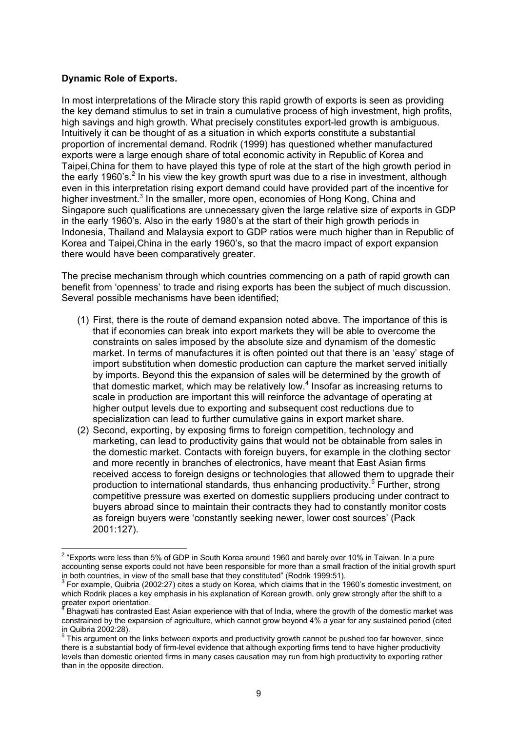**Dynamic Role of Exports.**

In most interpretations of the Miracle story this rapid growth of exports is seen as providing the key demand stimulus to set in train a cumulative process of high investment, high profits, high savings and high growth. What precisely constitutes export-led growth is ambiguous. Intuitively it can be thought of as a situation in which exports constitute a substantial proportion of incremental demand. Rodrik (1999) has questioned whether manufactured exports were a large enough share of total economic activity in Republic of Korea and Taipei,China for them to have played this type of role at the start of the high growth period in the early 1960's.[2] In his view the key growth spurt was due to a rise in investment, although even in this interpretation rising export demand could have provided part of the incentive for higher investment.[3] In the smaller, more open, economies of Hong Kong, China and Singapore such qualifications are unnecessary given the large relative size of exports in GDP in the early 1960's. Also in the early 1980's at the start of their high growth periods in Indonesia, Thailand and Malaysia export to GDP ratios were much higher than in Republic of Korea and Taipei,China in the early 1960's, so that the macro impact of export expansion there would have been comparatively greater.

The precise mechanism through which countries commencing on a path of rapid growth can benefit from 'openness' to trade and rising exports has been the subject of much discussion. Several possible mechanisms have been identified;

(1) First, there is the route of demand expansion noted above. The importance of this is that if economies can break into export markets they will be able to overcome the constraints on sales imposed by the absolute size and dynamism of the domestic market. In terms of manufactures it is often pointed out that there is an 'easy' stage of import substitution when domestic production can capture the market served initially by imports. Beyond this the expansion of sales will be determined by the growth of that domestic market, which may be relatively low.[4] Insofar as increasing returns to scale in production are important this will reinforce the advantage of operating at higher output levels due to exporting and subsequent cost reductions due to specialization can lead to further cumulative gains in export market share.

(2) Second, exporting, by exposing firms to foreign competition, technology and marketing, can lead to productivity gains that would not be obtainable from sales in the domestic market. Contacts with foreign buyers, for example in the clothing sector and more recently in branches of electronics, have meant that East Asian firms received access to foreign designs or technologies that allowed them to upgrade their production to international standards, thus enhancing productivity.[5] Further, strong competitive pressure was exerted on domestic suppliers producing under contract to buyers abroad since to maintain their contracts they had to constantly monitor costs as foreign buyers were 'constantly seeking newer, lower cost sources' (Pack 2001:127).

---

[2] "Exports were less than 5% of GDP in South Korea around 1960 and barely over 10% in Taiwan. In a pure accounting sense exports could not have been responsible for more than a small fraction of the initial growth spurt in both countries, in view of the small base that they constituted" (Rodrik 1999:51).

[3] For example, Quibria (2002:27) cites a study on Korea, which claims that in the 1960's domestic investment, on which Rodrik places a key emphasis in his explanation of Korean growth, only grew strongly after the shift to a greater export orientation.

[4] Bhagwati has contrasted East Asian experience with that of India, where the growth of the domestic market was constrained by the expansion of agriculture, which cannot grow beyond 4% a year for any sustained period (cited in Quibria 2002:28).

[5] This argument on the links between exports and productivity growth cannot be pushed too far however, since there is a substantial body of firm-level evidence that although exporting firms tend to have higher productivity levels than domestic oriented firms in many cases causation may run from high productivity to exporting rather than in the opposite direction.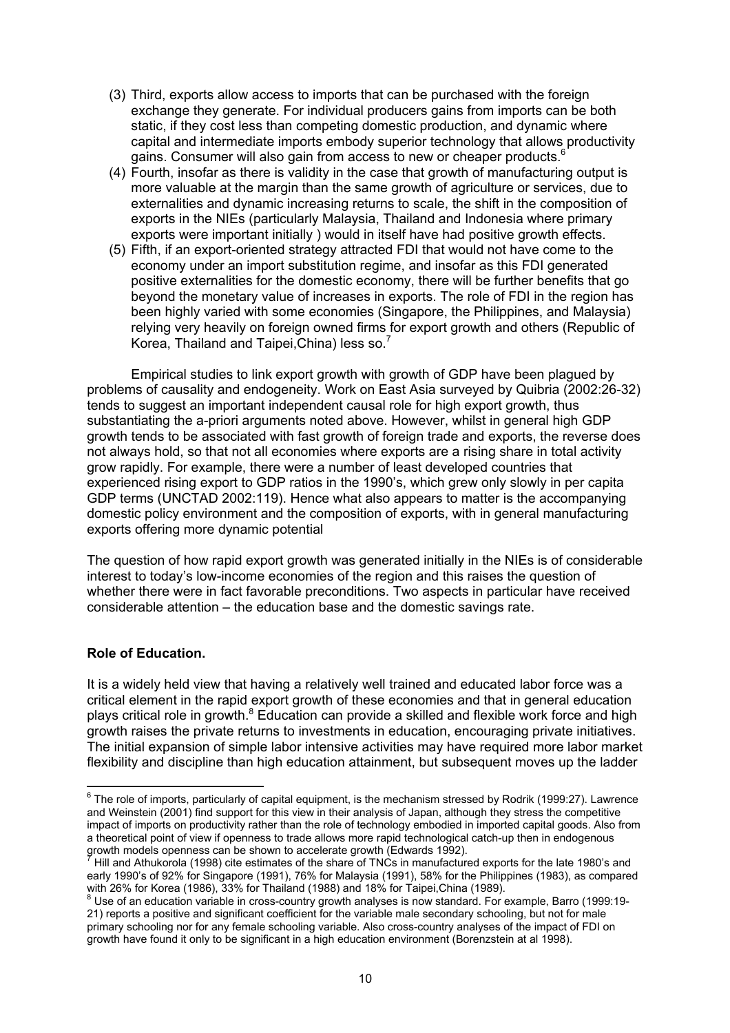(3) Third, exports allow access to imports that can be purchased with the foreign exchange they generate. For individual producers gains from imports can be both static, if they cost less than competing domestic production, and dynamic where capital and intermediate imports embody superior technology that allows productivity gains. Consumer will also gain from access to new or cheaper products.[6]

(4) Fourth, insofar as there is validity in the case that growth of manufacturing output is more valuable at the margin than the same growth of agriculture or services, due to externalities and dynamic increasing returns to scale, the shift in the composition of exports in the NIEs (particularly Malaysia, Thailand and Indonesia where primary exports were important initially ) would in itself have had positive growth effects.

(5) Fifth, if an export-oriented strategy attracted FDI that would not have come to the economy under an import substitution regime, and insofar as this FDI generated positive externalities for the domestic economy, there will be further benefits that go beyond the monetary value of increases in exports. The role of FDI in the region has been highly varied with some economies (Singapore, the Philippines, and Malaysia) relying very heavily on foreign owned firms for export growth and others (Republic of Korea, Thailand and Taipei,China) less so.[7]

Empirical studies to link export growth with growth of GDP have been plagued by problems of causality and endogeneity. Work on East Asia surveyed by Quibria (2002:26-32) tends to suggest an important independent causal role for high export growth, thus substantiating the a-priori arguments noted above. However, whilst in general high GDP growth tends to be associated with fast growth of foreign trade and exports, the reverse does not always hold, so that not all economies where exports are a rising share in total activity grow rapidly. For example, there were a number of least developed countries that experienced rising export to GDP ratios in the 1990's, which grew only slowly in per capita GDP terms (UNCTAD 2002:119). Hence what also appears to matter is the accompanying domestic policy environment and the composition of exports, with in general manufacturing exports offering more dynamic potential

The question of how rapid export growth was generated initially in the NIEs is of considerable interest to today's low-income economies of the region and this raises the question of whether there were in fact favorable preconditions. Two aspects in particular have received considerable attention – the education base and the domestic savings rate.

**Role of Education.**

It is a widely held view that having a relatively well trained and educated labor force was a critical element in the rapid export growth of these economies and that in general education plays critical role in growth.[8] Education can provide a skilled and flexible work force and high growth raises the private returns to investments in education, encouraging private initiatives. The initial expansion of simple labor intensive activities may have required more labor market flexibility and discipline than high education attainment, but subsequent moves up the ladder

---

[6] The role of imports, particularly of capital equipment, is the mechanism stressed by Rodrik (1999:27). Lawrence and Weinstein (2001) find support for this view in their analysis of Japan, although they stress the competitive impact of imports on productivity rather than the role of technology embodied in imported capital goods. Also from a theoretical point of view if openness to trade allows more rapid technological catch-up then in endogenous growth models openness can be shown to accelerate growth (Edwards 1992).

[7] Hill and Athukorola (1998) cite estimates of the share of TNCs in manufactured exports for the late 1980's and early 1990's of 92% for Singapore (1991), 76% for Malaysia (1991), 58% for the Philippines (1983), as compared with 26% for Korea (1986), 33% for Thailand (1988) and 18% for Taipei,China (1989).

[8] Use of an education variable in cross-country growth analyses is now standard. For example, Barro (1999:19-21) reports a positive and significant coefficient for the variable male secondary schooling, but not for male primary schooling nor for any female schooling variable. Also cross-country analyses of the impact of FDI on growth have found it only to be significant in a high education environment (Borenzstein at al 1998).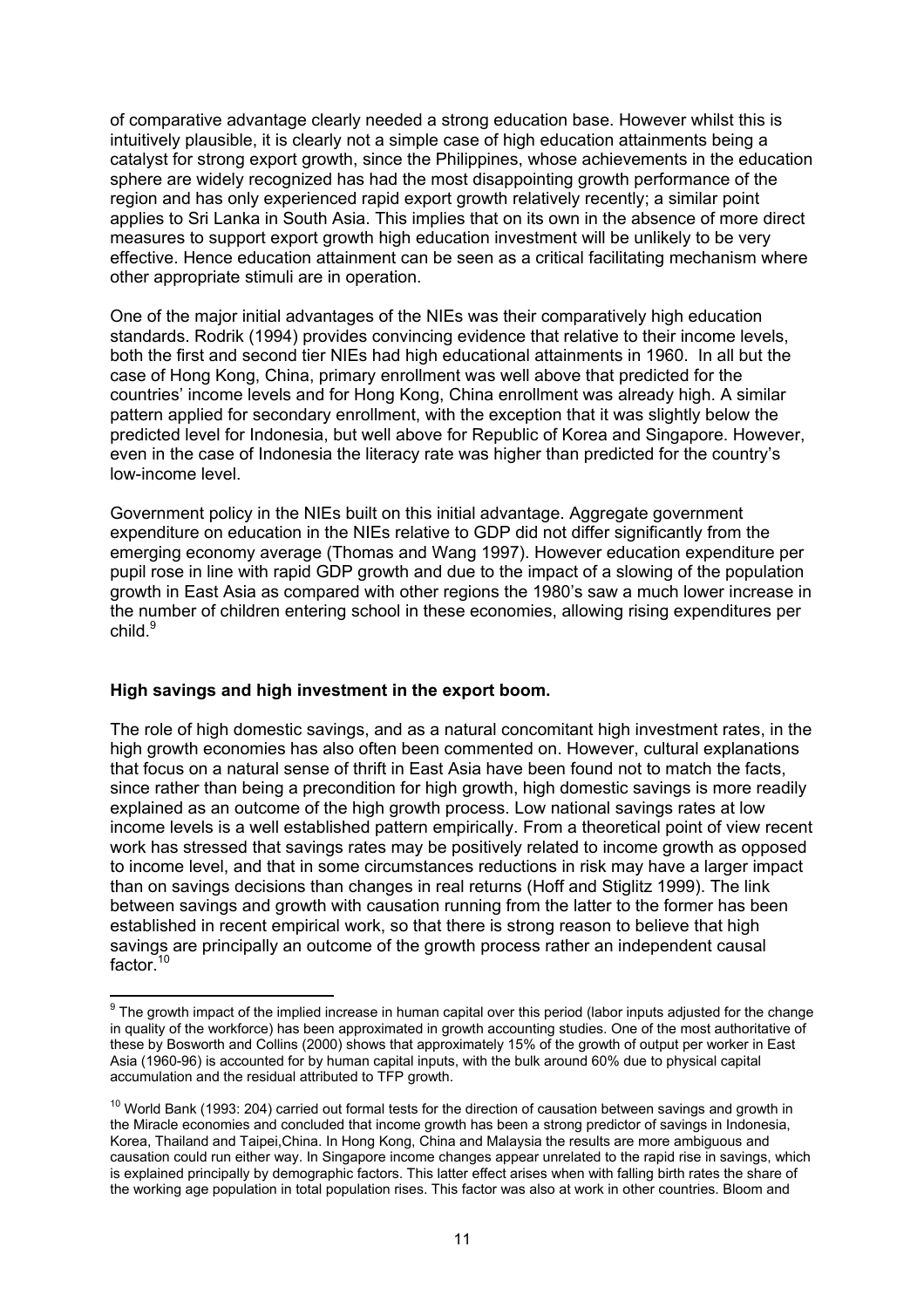of comparative advantage clearly needed a strong education base. However whilst this is intuitively plausible, it is clearly not a simple case of high education attainments being a catalyst for strong export growth, since the Philippines, whose achievements in the education sphere are widely recognized has had the most disappointing growth performance of the region and has only experienced rapid export growth relatively recently; a similar point applies to Sri Lanka in South Asia. This implies that on its own in the absence of more direct measures to support export growth high education investment will be unlikely to be very effective. Hence education attainment can be seen as a critical facilitating mechanism where other appropriate stimuli are in operation.

One of the major initial advantages of the NIEs was their comparatively high education standards. Rodrik (1994) provides convincing evidence that relative to their income levels, both the first and second tier NIEs had high educational attainments in 1960. In all but the case of Hong Kong, China, primary enrollment was well above that predicted for the countries' income levels and for Hong Kong, China enrollment was already high. A similar pattern applied for secondary enrollment, with the exception that it was slightly below the predicted level for Indonesia, but well above for Republic of Korea and Singapore. However, even in the case of Indonesia the literacy rate was higher than predicted for the country's low-income level.

Government policy in the NIEs built on this initial advantage. Aggregate government expenditure on education in the NIEs relative to GDP did not differ significantly from the emerging economy average (Thomas and Wang 1997). However education expenditure per pupil rose in line with rapid GDP growth and due to the impact of a slowing of the population growth in East Asia as compared with other regions the 1980's saw a much lower increase in the number of children entering school in these economies, allowing rising expenditures per child.[9]

**High savings and high investment in the export boom.**

The role of high domestic savings, and as a natural concomitant high investment rates, in the high growth economies has also often been commented on. However, cultural explanations that focus on a natural sense of thrift in East Asia have been found not to match the facts, since rather than being a precondition for high growth, high domestic savings is more readily explained as an outcome of the high growth process. Low national savings rates at low income levels is a well established pattern empirically. From a theoretical point of view recent work has stressed that savings rates may be positively related to income growth as opposed to income level, and that in some circumstances reductions in risk may have a larger impact than on savings decisions than changes in real returns (Hoff and Stiglitz 1999). The link between savings and growth with causation running from the latter to the former has been established in recent empirical work, so that there is strong reason to believe that high savings are principally an outcome of the growth process rather an independent causal factor.[10]

---

[9] The growth impact of the implied increase in human capital over this period (labor inputs adjusted for the change in quality of the workforce) has been approximated in growth accounting studies. One of the most authoritative of these by Bosworth and Collins (2000) shows that approximately 15% of the growth of output per worker in East Asia (1960-96) is accounted for by human capital inputs, with the bulk around 60% due to physical capital accumulation and the residual attributed to TFP growth.

[10] World Bank (1993: 204) carried out formal tests for the direction of causation between savings and growth in the Miracle economies and concluded that income growth has been a strong predictor of savings in Indonesia, Korea, Thailand and Taipei,China. In Hong Kong, China and Malaysia the results are more ambiguous and causation could run either way. In Singapore income changes appear unrelated to the rapid rise in savings, which is explained principally by demographic factors. This latter effect arises when with falling birth rates the share of the working age population in total population rises. This factor was also at work in other countries. Bloom and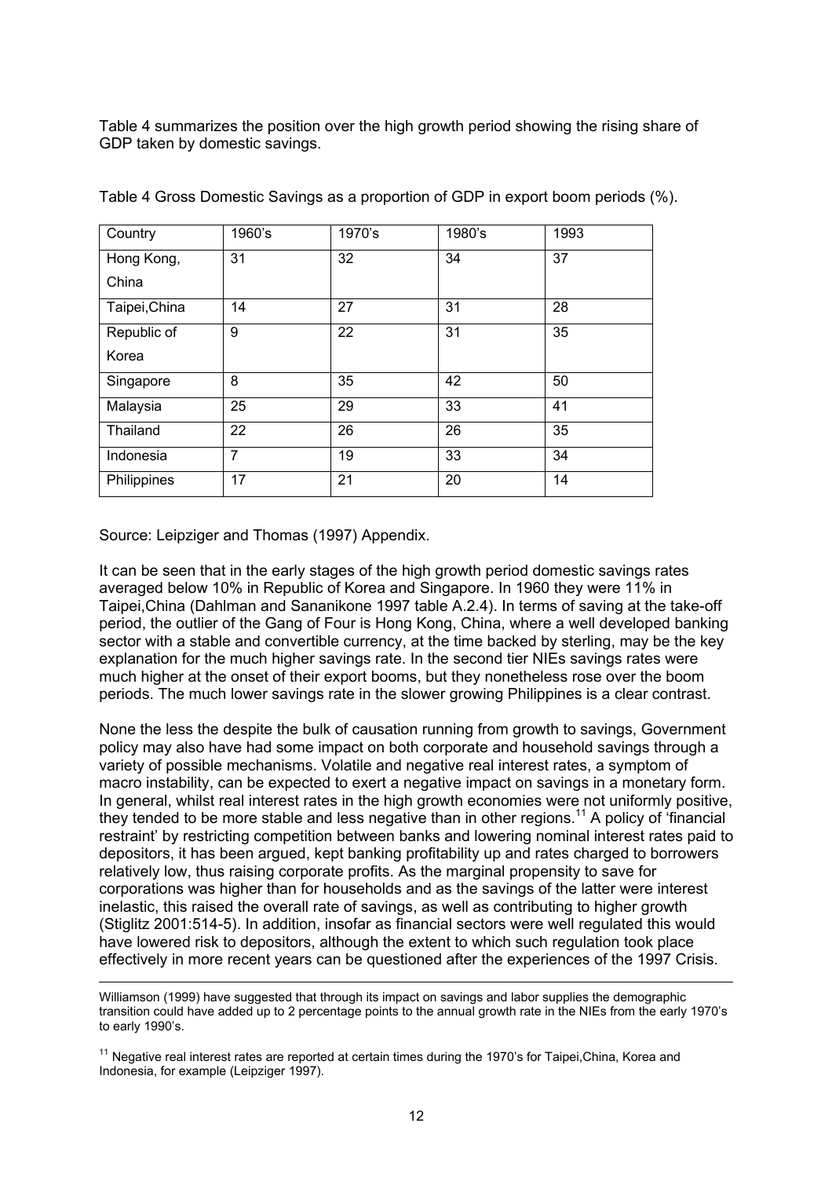Table 4 summarizes the position over the high growth period showing the rising share of GDP taken by domestic savings.

Table 4 Gross Domestic Savings as a proportion of GDP in export boom periods (%).

| Country | 1960's | 1970's | 1980's | 1993 |
|---|---|---|---|---|
| Hong Kong, China | 31 | 32 | 34 | 37 |
| Taipei,China | 14 | 27 | 31 | 28 |
| Republic of Korea | 9 | 22 | 31 | 35 |
| Singapore | 8 | 35 | 42 | 50 |
| Malaysia | 25 | 29 | 33 | 41 |
| Thailand | 22 | 26 | 26 | 35 |
| Indonesia | 7 | 19 | 33 | 34 |
| Philippines | 17 | 21 | 20 | 14 |

Source: Leipziger and Thomas (1997) Appendix.

It can be seen that in the early stages of the high growth period domestic savings rates averaged below 10% in Republic of Korea and Singapore. In 1960 they were 11% in Taipei,China (Dahlman and Sananikone 1997 table A.2.4). In terms of saving at the take-off period, the outlier of the Gang of Four is Hong Kong, China, where a well developed banking sector with a stable and convertible currency, at the time backed by sterling, may be the key explanation for the much higher savings rate. In the second tier NIEs savings rates were much higher at the onset of their export booms, but they nonetheless rose over the boom periods. The much lower savings rate in the slower growing Philippines is a clear contrast.

None the less the despite the bulk of causation running from growth to savings, Government policy may also have had some impact on both corporate and household savings through a variety of possible mechanisms. Volatile and negative real interest rates, a symptom of macro instability, can be expected to exert a negative impact on savings in a monetary form. In general, whilst real interest rates in the high growth economies were not uniformly positive, they tended to be more stable and less negative than in other regions.[11] A policy of 'financial restraint' by restricting competition between banks and lowering nominal interest rates paid to depositors, it has been argued, kept banking profitability up and rates charged to borrowers relatively low, thus raising corporate profits. As the marginal propensity to save for corporations was higher than for households and as the savings of the latter were interest inelastic, this raised the overall rate of savings, as well as contributing to higher growth (Stiglitz 2001:514-5). In addition, insofar as financial sectors were well regulated this would have lowered risk to depositors, although the extent to which such regulation took place effectively in more recent years can be questioned after the experiences of the 1997 Crisis.

---

Williamson (1999) have suggested that through its impact on savings and labor supplies the demographic transition could have added up to 2 percentage points to the annual growth rate in the NIEs from the early 1970's to early 1990's.

[11] Negative real interest rates are reported at certain times during the 1970's for Taipei,China, Korea and Indonesia, for example (Leipziger 1997).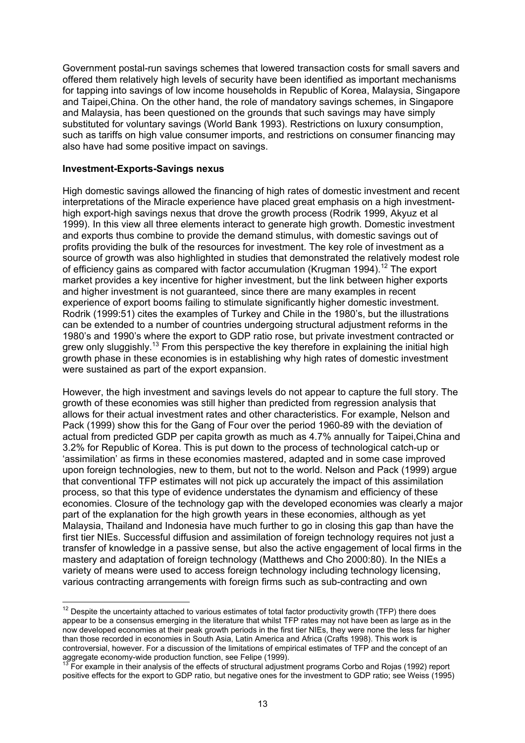Government postal-run savings schemes that lowered transaction costs for small savers and offered them relatively high levels of security have been identified as important mechanisms for tapping into savings of low income households in Republic of Korea, Malaysia, Singapore and Taipei,China. On the other hand, the role of mandatory savings schemes, in Singapore and Malaysia, has been questioned on the grounds that such savings may have simply substituted for voluntary savings (World Bank 1993). Restrictions on luxury consumption, such as tariffs on high value consumer imports, and restrictions on consumer financing may also have had some positive impact on savings.

**Investment-Exports-Savings nexus**

High domestic savings allowed the financing of high rates of domestic investment and recent interpretations of the Miracle experience have placed great emphasis on a high investment-high export-high savings nexus that drove the growth process (Rodrik 1999, Akyuz et al 1999). In this view all three elements interact to generate high growth. Domestic investment and exports thus combine to provide the demand stimulus, with domestic savings out of profits providing the bulk of the resources for investment. The key role of investment as a source of growth was also highlighted in studies that demonstrated the relatively modest role of efficiency gains as compared with factor accumulation (Krugman 1994).[12] The export market provides a key incentive for higher investment, but the link between higher exports and higher investment is not guaranteed, since there are many examples in recent experience of export booms failing to stimulate significantly higher domestic investment. Rodrik (1999:51) cites the examples of Turkey and Chile in the 1980's, but the illustrations can be extended to a number of countries undergoing structural adjustment reforms in the 1980's and 1990's where the export to GDP ratio rose, but private investment contracted or grew only sluggishly.[13] From this perspective the key therefore in explaining the initial high growth phase in these economies is in establishing why high rates of domestic investment were sustained as part of the export expansion.

However, the high investment and savings levels do not appear to capture the full story. The growth of these economies was still higher than predicted from regression analysis that allows for their actual investment rates and other characteristics. For example, Nelson and Pack (1999) show this for the Gang of Four over the period 1960-89 with the deviation of actual from predicted GDP per capita growth as much as 4.7% annually for Taipei,China and 3.2% for Republic of Korea. This is put down to the process of technological catch-up or 'assimilation' as firms in these economies mastered, adapted and in some case improved upon foreign technologies, new to them, but not to the world. Nelson and Pack (1999) argue that conventional TFP estimates will not pick up accurately the impact of this assimilation process, so that this type of evidence understates the dynamism and efficiency of these economies. Closure of the technology gap with the developed economies was clearly a major part of the explanation for the high growth years in these economies, although as yet Malaysia, Thailand and Indonesia have much further to go in closing this gap than have the first tier NIEs. Successful diffusion and assimilation of foreign technology requires not just a transfer of knowledge in a passive sense, but also the active engagement of local firms in the mastery and adaptation of foreign technology (Matthews and Cho 2000:80). In the NIEs a variety of means were used to access foreign technology including technology licensing, various contracting arrangements with foreign firms such as sub-contracting and own

---

[12] Despite the uncertainty attached to various estimates of total factor productivity growth (TFP) there does appear to be a consensus emerging in the literature that whilst TFP rates may not have been as large as in the now developed economies at their peak growth periods in the first tier NIEs, they were none the less far higher than those recorded in economies in South Asia, Latin America and Africa (Crafts 1998). This work is controversial, however. For a discussion of the limitations of empirical estimates of TFP and the concept of an aggregate economy-wide production function, see Felipe (1999).

[13] For example in their analysis of the effects of structural adjustment programs Corbo and Rojas (1992) report positive effects for the export to GDP ratio, but negative ones for the investment to GDP ratio; see Weiss (1995)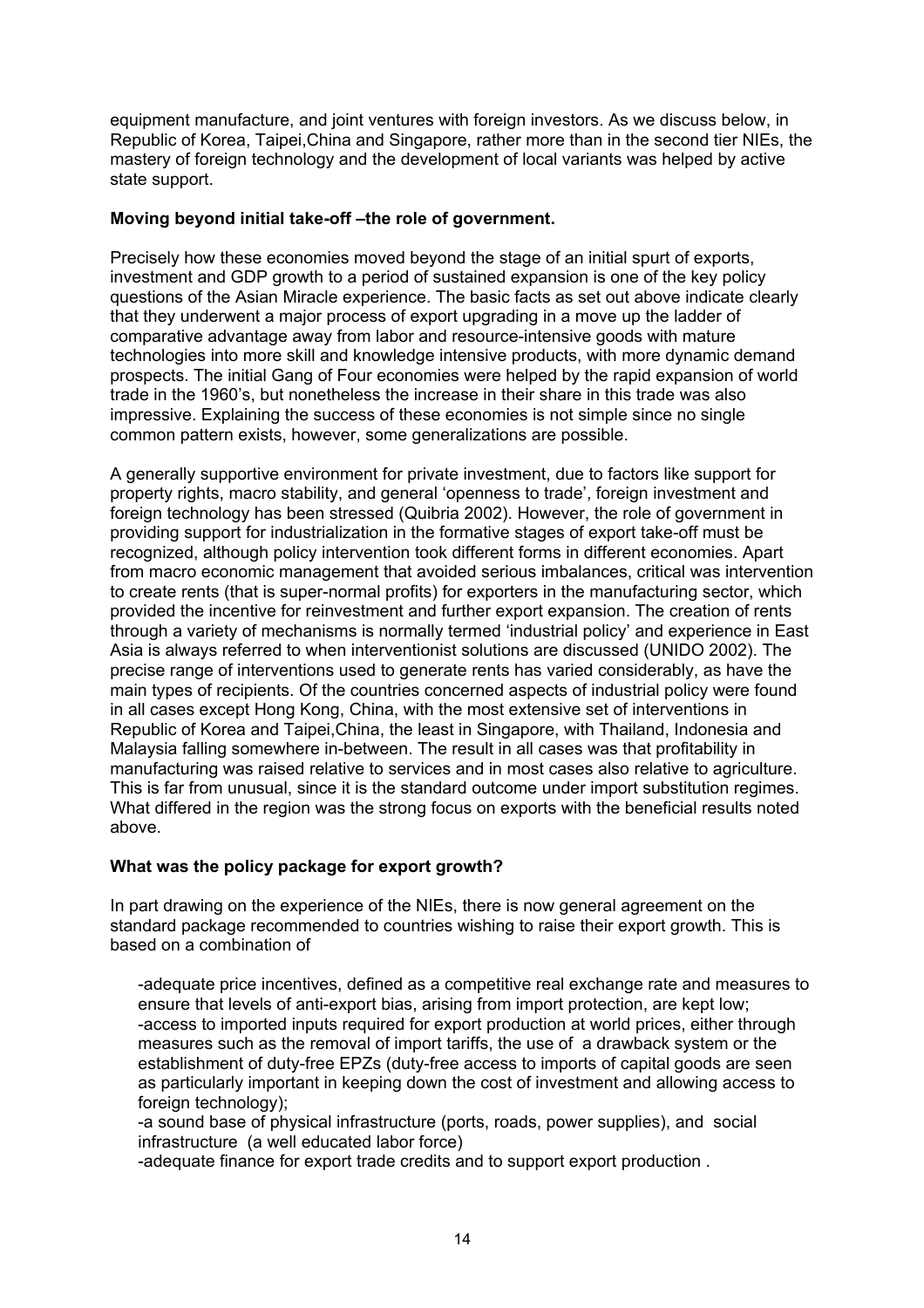equipment manufacture, and joint ventures with foreign investors. As we discuss below, in Republic of Korea, Taipei,China and Singapore, rather more than in the second tier NIEs, the mastery of foreign technology and the development of local variants was helped by active state support.

**Moving beyond initial take-off –the role of government.**

Precisely how these economies moved beyond the stage of an initial spurt of exports, investment and GDP growth to a period of sustained expansion is one of the key policy questions of the Asian Miracle experience. The basic facts as set out above indicate clearly that they underwent a major process of export upgrading in a move up the ladder of comparative advantage away from labor and resource-intensive goods with mature technologies into more skill and knowledge intensive products, with more dynamic demand prospects. The initial Gang of Four economies were helped by the rapid expansion of world trade in the 1960's, but nonetheless the increase in their share in this trade was also impressive. Explaining the success of these economies is not simple since no single common pattern exists, however, some generalizations are possible.

A generally supportive environment for private investment, due to factors like support for property rights, macro stability, and general 'openness to trade', foreign investment and foreign technology has been stressed (Quibria 2002). However, the role of government in providing support for industrialization in the formative stages of export take-off must be recognized, although policy intervention took different forms in different economies. Apart from macro economic management that avoided serious imbalances, critical was intervention to create rents (that is super-normal profits) for exporters in the manufacturing sector, which provided the incentive for reinvestment and further export expansion. The creation of rents through a variety of mechanisms is normally termed 'industrial policy' and experience in East Asia is always referred to when interventionist solutions are discussed (UNIDO 2002). The precise range of interventions used to generate rents has varied considerably, as have the main types of recipients. Of the countries concerned aspects of industrial policy were found in all cases except Hong Kong, China, with the most extensive set of interventions in Republic of Korea and Taipei,China, the least in Singapore, with Thailand, Indonesia and Malaysia falling somewhere in-between. The result in all cases was that profitability in manufacturing was raised relative to services and in most cases also relative to agriculture. This is far from unusual, since it is the standard outcome under import substitution regimes. What differed in the region was the strong focus on exports with the beneficial results noted above.

**What was the policy package for export growth?**

In part drawing on the experience of the NIEs, there is now general agreement on the standard package recommended to countries wishing to raise their export growth. This is based on a combination of

-adequate price incentives, defined as a competitive real exchange rate and measures to ensure that levels of anti-export bias, arising from import protection, are kept low;
-access to imported inputs required for export production at world prices, either through measures such as the removal of import tariffs, the use of a drawback system or the establishment of duty-free EPZs (duty-free access to imports of capital goods are seen as particularly important in keeping down the cost of investment and allowing access to foreign technology);
-a sound base of physical infrastructure (ports, roads, power supplies), and social infrastructure (a well educated labor force)
-adequate finance for export trade credits and to support export production .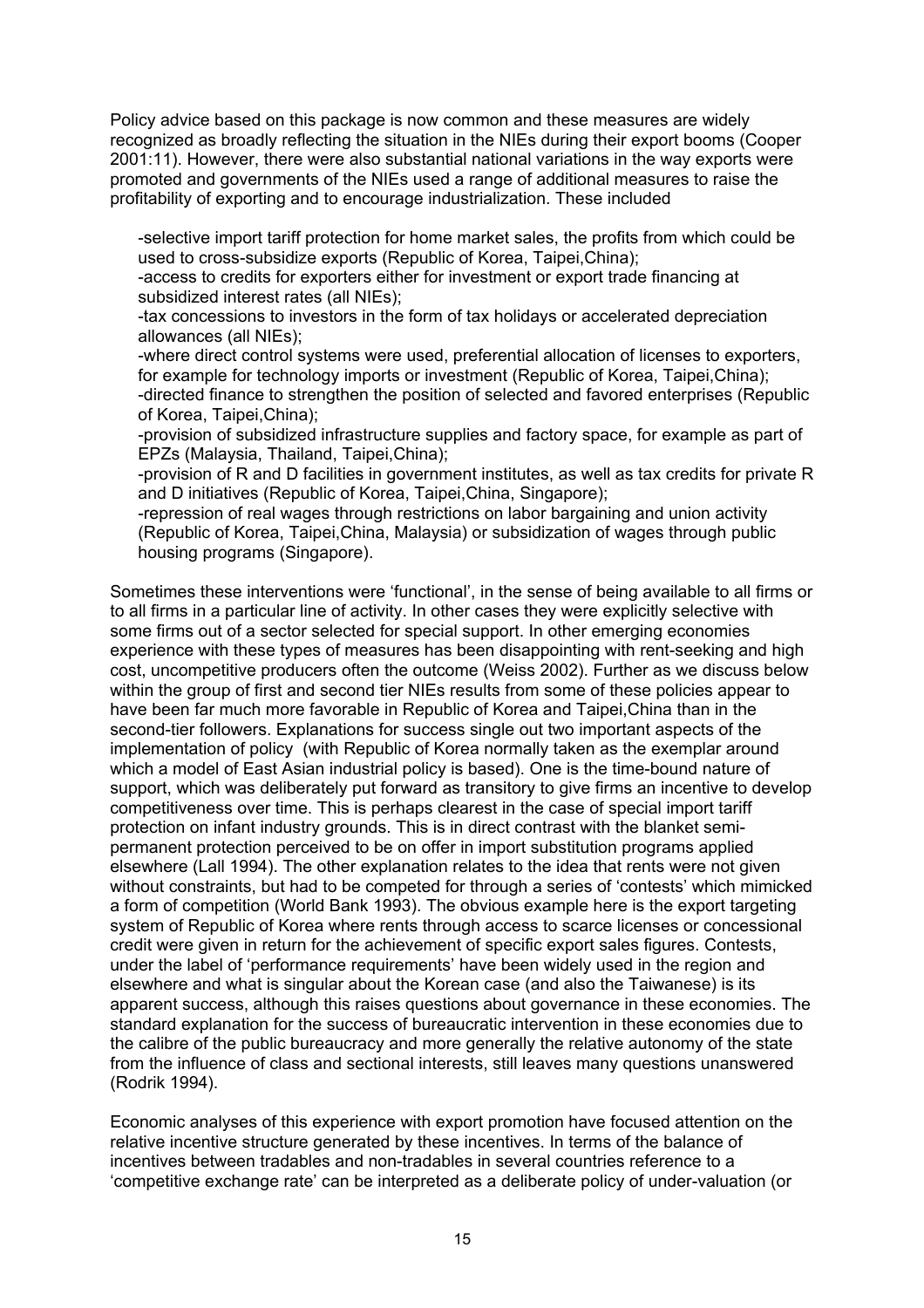Policy advice based on this package is now common and these measures are widely recognized as broadly reflecting the situation in the NIEs during their export booms (Cooper 2001:11). However, there were also substantial national variations in the way exports were promoted and governments of the NIEs used a range of additional measures to raise the profitability of exporting and to encourage industrialization. These included

- selective import tariff protection for home market sales, the profits from which could be used to cross-subsidize exports (Republic of Korea, Taipei,China);
- access to credits for exporters either for investment or export trade financing at subsidized interest rates (all NIEs);
- tax concessions to investors in the form of tax holidays or accelerated depreciation allowances (all NIEs);
- where direct control systems were used, preferential allocation of licenses to exporters, for example for technology imports or investment (Republic of Korea, Taipei,China);
- directed finance to strengthen the position of selected and favored enterprises (Republic of Korea, Taipei,China);
- provision of subsidized infrastructure supplies and factory space, for example as part of EPZs (Malaysia, Thailand, Taipei,China);
- provision of R and D facilities in government institutes, as well as tax credits for private R and D initiatives (Republic of Korea, Taipei,China, Singapore);
- repression of real wages through restrictions on labor bargaining and union activity (Republic of Korea, Taipei,China, Malaysia) or subsidization of wages through public housing programs (Singapore).

Sometimes these interventions were 'functional', in the sense of being available to all firms or to all firms in a particular line of activity. In other cases they were explicitly selective with some firms out of a sector selected for special support. In other emerging economies experience with these types of measures has been disappointing with rent-seeking and high cost, uncompetitive producers often the outcome (Weiss 2002). Further as we discuss below within the group of first and second tier NIEs results from some of these policies appear to have been far much more favorable in Republic of Korea and Taipei,China than in the second-tier followers. Explanations for success single out two important aspects of the implementation of policy (with Republic of Korea normally taken as the exemplar around which a model of East Asian industrial policy is based). One is the time-bound nature of support, which was deliberately put forward as transitory to give firms an incentive to develop competitiveness over time. This is perhaps clearest in the case of special import tariff protection on infant industry grounds. This is in direct contrast with the blanket semi-permanent protection perceived to be on offer in import substitution programs applied elsewhere (Lall 1994). The other explanation relates to the idea that rents were not given without constraints, but had to be competed for through a series of 'contests' which mimicked a form of competition (World Bank 1993). The obvious example here is the export targeting system of Republic of Korea where rents through access to scarce licenses or concessional credit were given in return for the achievement of specific export sales figures. Contests, under the label of 'performance requirements' have been widely used in the region and elsewhere and what is singular about the Korean case (and also the Taiwanese) is its apparent success, although this raises questions about governance in these economies. The standard explanation for the success of bureaucratic intervention in these economies due to the calibre of the public bureaucracy and more generally the relative autonomy of the state from the influence of class and sectional interests, still leaves many questions unanswered (Rodrik 1994).

Economic analyses of this experience with export promotion have focused attention on the relative incentive structure generated by these incentives. In terms of the balance of incentives between tradables and non-tradables in several countries reference to a 'competitive exchange rate' can be interpreted as a deliberate policy of under-valuation (or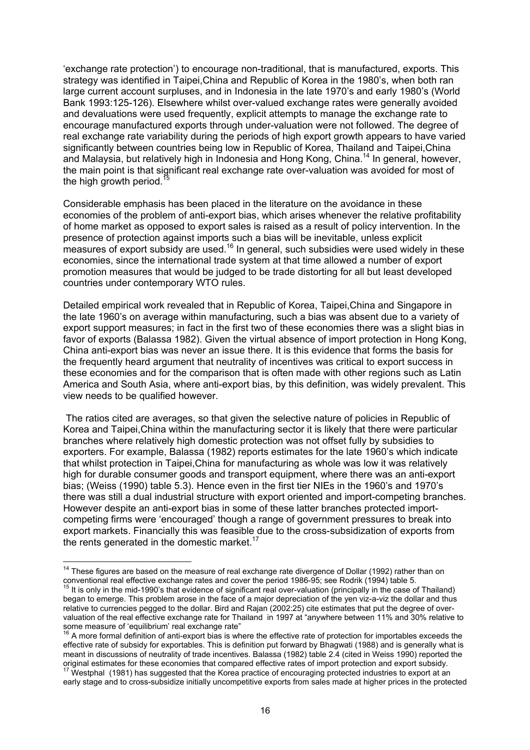'exchange rate protection') to encourage non-traditional, that is manufactured, exports. This strategy was identified in Taipei,China and Republic of Korea in the 1980's, when both ran large current account surpluses, and in Indonesia in the late 1970's and early 1980's (World Bank 1993:125-126). Elsewhere whilst over-valued exchange rates were generally avoided and devaluations were used frequently, explicit attempts to manage the exchange rate to encourage manufactured exports through under-valuation were not followed. The degree of real exchange rate variability during the periods of high export growth appears to have varied significantly between countries being low in Republic of Korea, Thailand and Taipei,China and Malaysia, but relatively high in Indonesia and Hong Kong, China.[14] In general, however, the main point is that significant real exchange rate over-valuation was avoided for most of the high growth period.[15]

Considerable emphasis has been placed in the literature on the avoidance in these economies of the problem of anti-export bias, which arises whenever the relative profitability of home market as opposed to export sales is raised as a result of policy intervention. In the presence of protection against imports such a bias will be inevitable, unless explicit measures of export subsidy are used.[16] In general, such subsidies were used widely in these economies, since the international trade system at that time allowed a number of export promotion measures that would be judged to be trade distorting for all but least developed countries under contemporary WTO rules.

Detailed empirical work revealed that in Republic of Korea, Taipei,China and Singapore in the late 1960's on average within manufacturing, such a bias was absent due to a variety of export support measures; in fact in the first two of these economies there was a slight bias in favor of exports (Balassa 1982). Given the virtual absence of import protection in Hong Kong, China anti-export bias was never an issue there. It is this evidence that forms the basis for the frequently heard argument that neutrality of incentives was critical to export success in these economies and for the comparison that is often made with other regions such as Latin America and South Asia, where anti-export bias, by this definition, was widely prevalent. This view needs to be qualified however.

The ratios cited are averages, so that given the selective nature of policies in Republic of Korea and Taipei,China within the manufacturing sector it is likely that there were particular branches where relatively high domestic protection was not offset fully by subsidies to exporters. For example, Balassa (1982) reports estimates for the late 1960's which indicate that whilst protection in Taipei,China for manufacturing as whole was low it was relatively high for durable consumer goods and transport equipment, where there was an anti-export bias; (Weiss (1990) table 5.3). Hence even in the first tier NIEs in the 1960's and 1970's there was still a dual industrial structure with export oriented and import-competing branches. However despite an anti-export bias in some of these latter branches protected import-competing firms were 'encouraged' though a range of government pressures to break into export markets. Financially this was feasible due to the cross-subsidization of exports from the rents generated in the domestic market.[17]

---

[14] These figures are based on the measure of real exchange rate divergence of Dollar (1992) rather than on conventional real effective exchange rates and cover the period 1986-95; see Rodrik (1994) table 5.

[15] It is only in the mid-1990's that evidence of significant real over-valuation (principally in the case of Thailand) began to emerge. This problem arose in the face of a major depreciation of the yen viz-a-viz the dollar and thus relative to currencies pegged to the dollar. Bird and Rajan (2002:25) cite estimates that put the degree of over-valuation of the real effective exchange rate for Thailand in 1997 at "anywhere between 11% and 30% relative to some measure of 'equilibrium' real exchange rate"

[16] A more formal definition of anti-export bias is where the effective rate of protection for importables exceeds the effective rate of subsidy for exportables. This is definition put forward by Bhagwati (1988) and is generally what is meant in discussions of neutrality of trade incentives. Balassa (1982) table 2.4 (cited in Weiss 1990) reported the original estimates for these economies that compared effective rates of import protection and export subsidy.

[17] Westphal (1981) has suggested that the Korea practice of encouraging protected industries to export at an early stage and to cross-subsidize initially uncompetitive exports from sales made at higher prices in the protected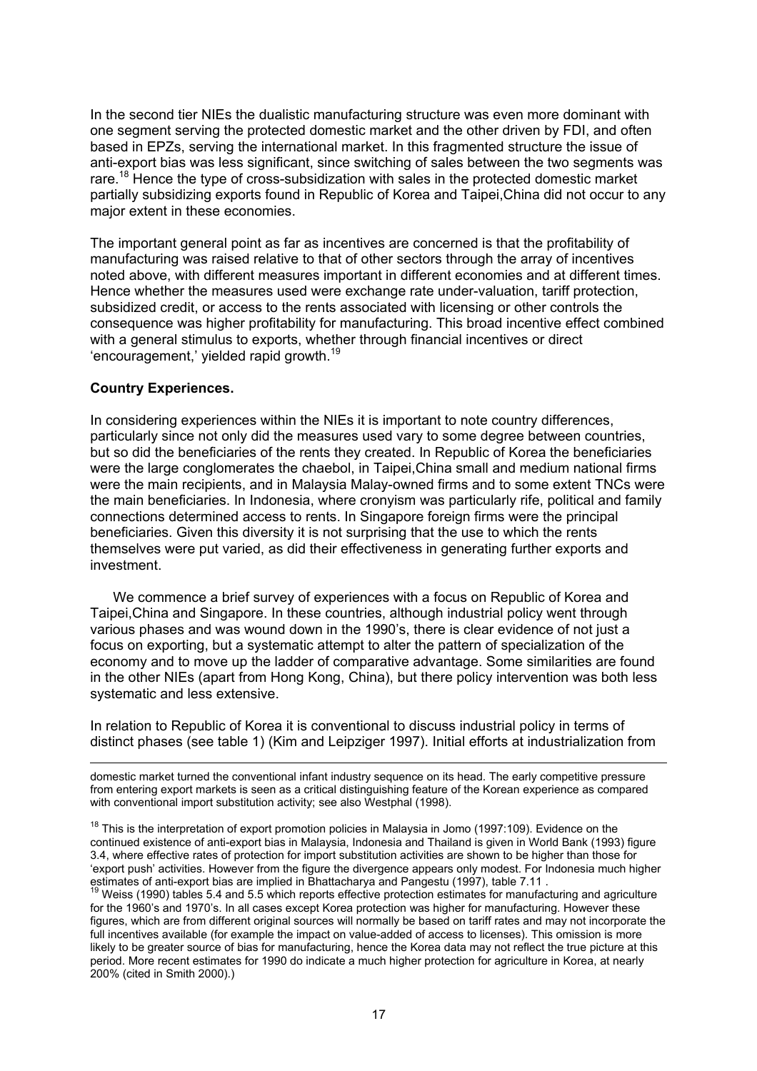In the second tier NIEs the dualistic manufacturing structure was even more dominant with one segment serving the protected domestic market and the other driven by FDI, and often based in EPZs, serving the international market. In this fragmented structure the issue of anti-export bias was less significant, since switching of sales between the two segments was rare.[18] Hence the type of cross-subsidization with sales in the protected domestic market partially subsidizing exports found in Republic of Korea and Taipei,China did not occur to any major extent in these economies.

The important general point as far as incentives are concerned is that the profitability of manufacturing was raised relative to that of other sectors through the array of incentives noted above, with different measures important in different economies and at different times. Hence whether the measures used were exchange rate under-valuation, tariff protection, subsidized credit, or access to the rents associated with licensing or other controls the consequence was higher profitability for manufacturing. This broad incentive effect combined with a general stimulus to exports, whether through financial incentives or direct 'encouragement,' yielded rapid growth.[19]

**Country Experiences.**

In considering experiences within the NIEs it is important to note country differences, particularly since not only did the measures used vary to some degree between countries, but so did the beneficiaries of the rents they created. In Republic of Korea the beneficiaries were the large conglomerates the chaebol, in Taipei,China small and medium national firms were the main recipients, and in Malaysia Malay-owned firms and to some extent TNCs were the main beneficiaries. In Indonesia, where cronyism was particularly rife, political and family connections determined access to rents. In Singapore foreign firms were the principal beneficiaries. Given this diversity it is not surprising that the use to which the rents themselves were put varied, as did their effectiveness in generating further exports and investment.

We commence a brief survey of experiences with a focus on Republic of Korea and Taipei,China and Singapore. In these countries, although industrial policy went through various phases and was wound down in the 1990's, there is clear evidence of not just a focus on exporting, but a systematic attempt to alter the pattern of specialization of the economy and to move up the ladder of comparative advantage. Some similarities are found in the other NIEs (apart from Hong Kong, China), but there policy intervention was both less systematic and less extensive.

In relation to Republic of Korea it is conventional to discuss industrial policy in terms of distinct phases (see table 1) (Kim and Leipziger 1997). Initial efforts at industrialization from

---

domestic market turned the conventional infant industry sequence on its head. The early competitive pressure from entering export markets is seen as a critical distinguishing feature of the Korean experience as compared with conventional import substitution activity; see also Westphal (1998).

[18] This is the interpretation of export promotion policies in Malaysia in Jomo (1997:109). Evidence on the continued existence of anti-export bias in Malaysia, Indonesia and Thailand is given in World Bank (1993) figure 3.4, where effective rates of protection for import substitution activities are shown to be higher than those for 'export push' activities. However from the figure the divergence appears only modest. For Indonesia much higher estimates of anti-export bias are implied in Bhattacharya and Pangestu (1997), table 7.11 .

[19] Weiss (1990) tables 5.4 and 5.5 which reports effective protection estimates for manufacturing and agriculture for the 1960's and 1970's. In all cases except Korea protection was higher for manufacturing. However these figures, which are from different original sources will normally be based on tariff rates and may not incorporate the full incentives available (for example the impact on value-added of access to licenses). This omission is more likely to be greater source of bias for manufacturing, hence the Korea data may not reflect the true picture at this period. More recent estimates for 1990 do indicate a much higher protection for agriculture in Korea, at nearly 200% (cited in Smith 2000).)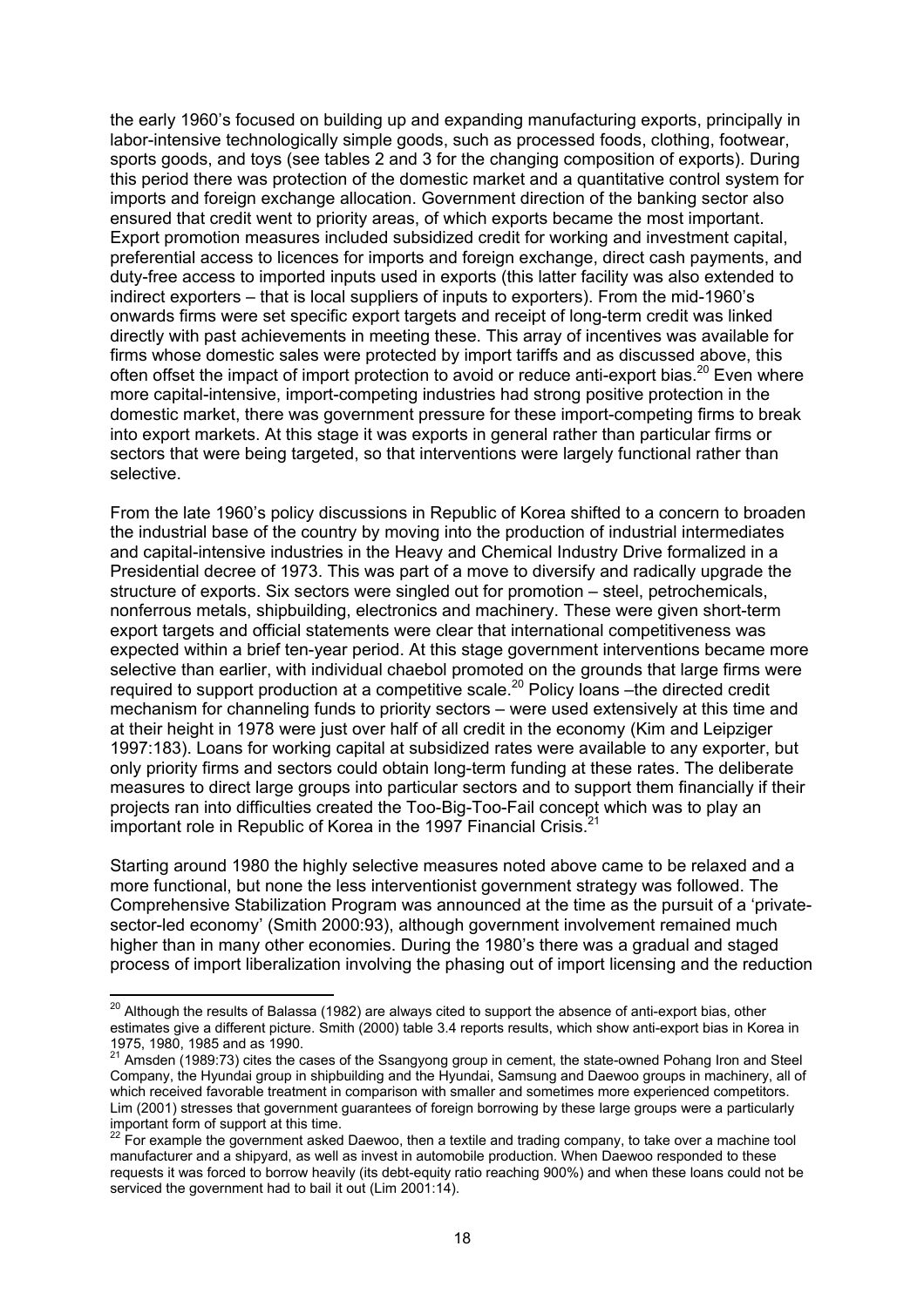the early 1960's focused on building up and expanding manufacturing exports, principally in labor-intensive technologically simple goods, such as processed foods, clothing, footwear, sports goods, and toys (see tables 2 and 3 for the changing composition of exports). During this period there was protection of the domestic market and a quantitative control system for imports and foreign exchange allocation. Government direction of the banking sector also ensured that credit went to priority areas, of which exports became the most important. Export promotion measures included subsidized credit for working and investment capital, preferential access to licences for imports and foreign exchange, direct cash payments, and duty-free access to imported inputs used in exports (this latter facility was also extended to indirect exporters – that is local suppliers of inputs to exporters). From the mid-1960's onwards firms were set specific export targets and receipt of long-term credit was linked directly with past achievements in meeting these. This array of incentives was available for firms whose domestic sales were protected by import tariffs and as discussed above, this often offset the impact of import protection to avoid or reduce anti-export bias.[20] Even where more capital-intensive, import-competing industries had strong positive protection in the domestic market, there was government pressure for these import-competing firms to break into export markets. At this stage it was exports in general rather than particular firms or sectors that were being targeted, so that interventions were largely functional rather than selective.

From the late 1960's policy discussions in Republic of Korea shifted to a concern to broaden the industrial base of the country by moving into the production of industrial intermediates and capital-intensive industries in the Heavy and Chemical Industry Drive formalized in a Presidential decree of 1973. This was part of a move to diversify and radically upgrade the structure of exports. Six sectors were singled out for promotion – steel, petrochemicals, nonferrous metals, shipbuilding, electronics and machinery. These were given short-term export targets and official statements were clear that international competitiveness was expected within a brief ten-year period. At this stage government interventions became more selective than earlier, with individual chaebol promoted on the grounds that large firms were required to support production at a competitive scale.[20] Policy loans –the directed credit mechanism for channeling funds to priority sectors – were used extensively at this time and at their height in 1978 were just over half of all credit in the economy (Kim and Leipziger 1997:183). Loans for working capital at subsidized rates were available to any exporter, but only priority firms and sectors could obtain long-term funding at these rates. The deliberate measures to direct large groups into particular sectors and to support them financially if their projects ran into difficulties created the Too-Big-Too-Fail concept which was to play an important role in Republic of Korea in the 1997 Financial Crisis.[21]

Starting around 1980 the highly selective measures noted above came to be relaxed and a more functional, but none the less interventionist government strategy was followed. The Comprehensive Stabilization Program was announced at the time as the pursuit of a 'private-sector-led economy' (Smith 2000:93), although government involvement remained much higher than in many other economies. During the 1980's there was a gradual and staged process of import liberalization involving the phasing out of import licensing and the reduction

---

[20] Although the results of Balassa (1982) are always cited to support the absence of anti-export bias, other estimates give a different picture. Smith (2000) table 3.4 reports results, which show anti-export bias in Korea in 1975, 1980, 1985 and as 1990.

[21] Amsden (1989:73) cites the cases of the Ssangyong group in cement, the state-owned Pohang Iron and Steel Company, the Hyundai group in shipbuilding and the Hyundai, Samsung and Daewoo groups in machinery, all of which received favorable treatment in comparison with smaller and sometimes more experienced competitors. Lim (2001) stresses that government guarantees of foreign borrowing by these large groups were a particularly important form of support at this time.

[22] For example the government asked Daewoo, then a textile and trading company, to take over a machine tool manufacturer and a shipyard, as well as invest in automobile production. When Daewoo responded to these requests it was forced to borrow heavily (its debt-equity ratio reaching 900%) and when these loans could not be serviced the government had to bail it out (Lim 2001:14).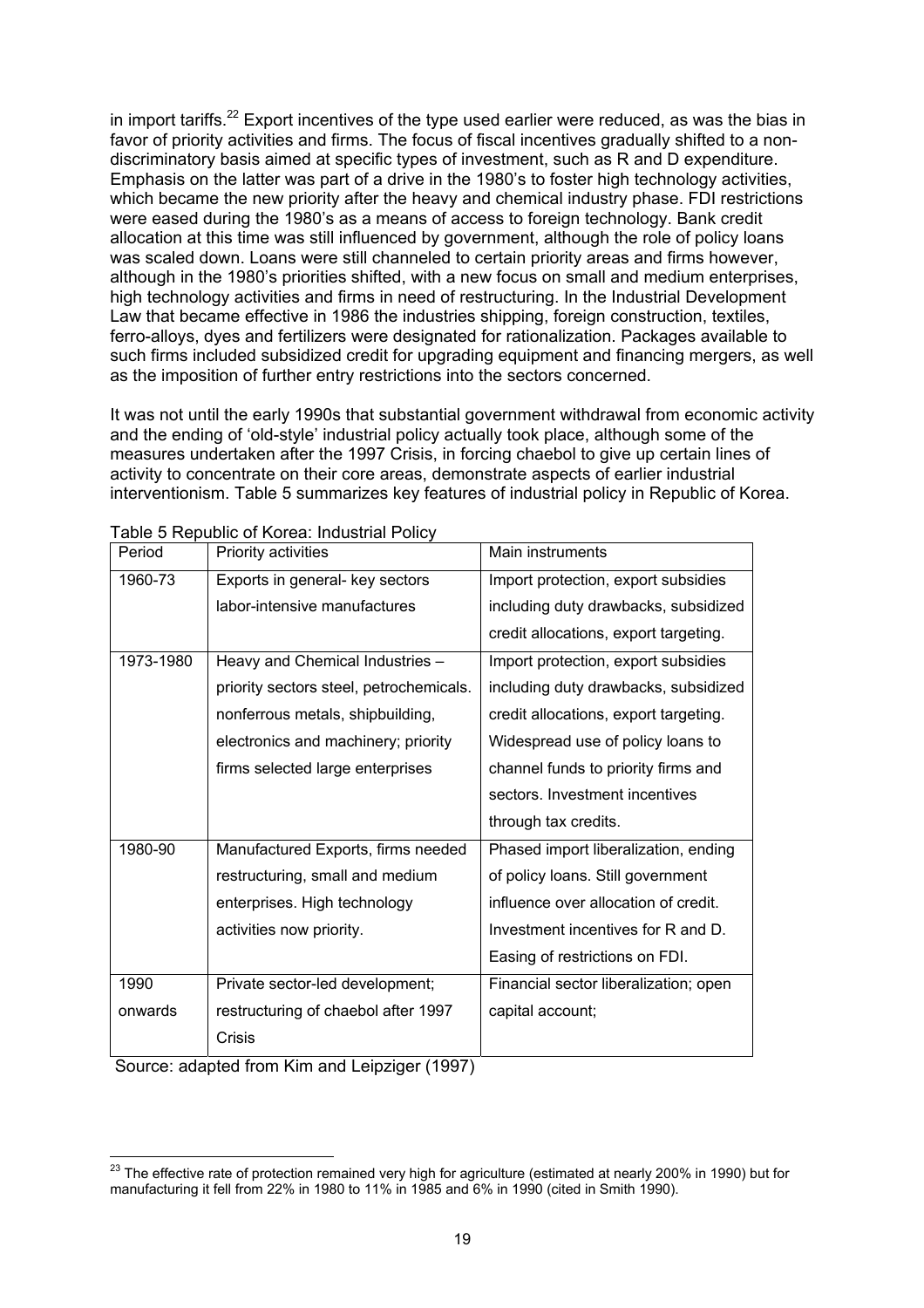in import tariffs.[22] Export incentives of the type used earlier were reduced, as was the bias in favor of priority activities and firms. The focus of fiscal incentives gradually shifted to a non-discriminatory basis aimed at specific types of investment, such as R and D expenditure. Emphasis on the latter was part of a drive in the 1980's to foster high technology activities, which became the new priority after the heavy and chemical industry phase. FDI restrictions were eased during the 1980's as a means of access to foreign technology. Bank credit allocation at this time was still influenced by government, although the role of policy loans was scaled down. Loans were still channeled to certain priority areas and firms however, although in the 1980's priorities shifted, with a new focus on small and medium enterprises, high technology activities and firms in need of restructuring. In the Industrial Development Law that became effective in 1986 the industries shipping, foreign construction, textiles, ferro-alloys, dyes and fertilizers were designated for rationalization. Packages available to such firms included subsidized credit for upgrading equipment and financing mergers, as well as the imposition of further entry restrictions into the sectors concerned.

It was not until the early 1990s that substantial government withdrawal from economic activity and the ending of 'old-style' industrial policy actually took place, although some of the measures undertaken after the 1997 Crisis, in forcing chaebol to give up certain lines of activity to concentrate on their core areas, demonstrate aspects of earlier industrial interventionism. Table 5 summarizes key features of industrial policy in Republic of Korea.

Table 5 Republic of Korea: Industrial Policy

| Period | Priority activities | Main instruments |
|---|---|---|
| 1960-73 | Exports in general- key sectors labor-intensive manufactures | Import protection, export subsidies including duty drawbacks, subsidized credit allocations, export targeting. |
| 1973-1980 | Heavy and Chemical Industries – priority sectors steel, petrochemicals. nonferrous metals, shipbuilding, electronics and machinery; priority firms selected large enterprises | Import protection, export subsidies including duty drawbacks, subsidized credit allocations, export targeting. Widespread use of policy loans to channel funds to priority firms and sectors. Investment incentives through tax credits. |
| 1980-90 | Manufactured Exports, firms needed restructuring, small and medium enterprises. High technology activities now priority. | Phased import liberalization, ending of policy loans. Still government influence over allocation of credit. Investment incentives for R and D. Easing of restrictions on FDI. |
| 1990 onwards | Private sector-led development; restructuring of chaebol after 1997 Crisis | Financial sector liberalization; open capital account; |

Source: adapted from Kim and Leipziger (1997)

[23] The effective rate of protection remained very high for agriculture (estimated at nearly 200% in 1990) but for manufacturing it fell from 22% in 1980 to 11% in 1985 and 6% in 1990 (cited in Smith 1990).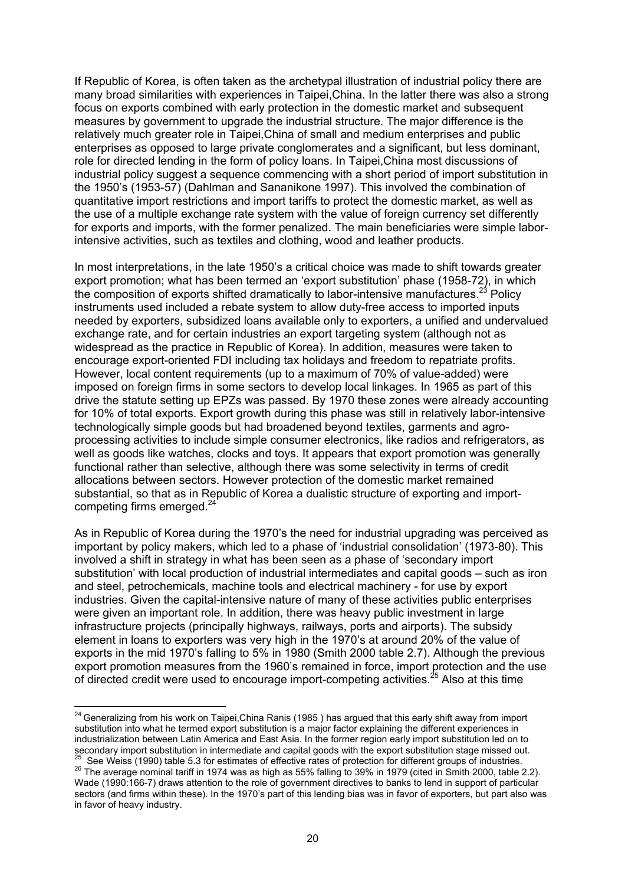If Republic of Korea, is often taken as the archetypal illustration of industrial policy there are many broad similarities with experiences in Taipei,China. In the latter there was also a strong focus on exports combined with early protection in the domestic market and subsequent measures by government to upgrade the industrial structure. The major difference is the relatively much greater role in Taipei,China of small and medium enterprises and public enterprises as opposed to large private conglomerates and a significant, but less dominant, role for directed lending in the form of policy loans. In Taipei,China most discussions of industrial policy suggest a sequence commencing with a short period of import substitution in the 1950's (1953-57) (Dahlman and Sananikone 1997). This involved the combination of quantitative import restrictions and import tariffs to protect the domestic market, as well as the use of a multiple exchange rate system with the value of foreign currency set differently for exports and imports, with the former penalized. The main beneficiaries were simple labor-intensive activities, such as textiles and clothing, wood and leather products.

In most interpretations, in the late 1950's a critical choice was made to shift towards greater export promotion; what has been termed an 'export substitution' phase (1958-72), in which the composition of exports shifted dramatically to labor-intensive manufactures.[23] Policy instruments used included a rebate system to allow duty-free access to imported inputs needed by exporters, subsidized loans available only to exporters, a unified and undervalued exchange rate, and for certain industries an export targeting system (although not as widespread as the practice in Republic of Korea). In addition, measures were taken to encourage export-oriented FDI including tax holidays and freedom to repatriate profits. However, local content requirements (up to a maximum of 70% of value-added) were imposed on foreign firms in some sectors to develop local linkages. In 1965 as part of this drive the statute setting up EPZs was passed. By 1970 these zones were already accounting for 10% of total exports. Export growth during this phase was still in relatively labor-intensive technologically simple goods but had broadened beyond textiles, garments and agro-processing activities to include simple consumer electronics, like radios and refrigerators, as well as goods like watches, clocks and toys. It appears that export promotion was generally functional rather than selective, although there was some selectivity in terms of credit allocations between sectors. However protection of the domestic market remained substantial, so that as in Republic of Korea a dualistic structure of exporting and import-competing firms emerged.[24]

As in Republic of Korea during the 1970's the need for industrial upgrading was perceived as important by policy makers, which led to a phase of 'industrial consolidation' (1973-80). This involved a shift in strategy in what has been seen as a phase of 'secondary import substitution' with local production of industrial intermediates and capital goods – such as iron and steel, petrochemicals, machine tools and electrical machinery - for use by export industries. Given the capital-intensive nature of many of these activities public enterprises were given an important role. In addition, there was heavy public investment in large infrastructure projects (principally highways, railways, ports and airports). The subsidy element in loans to exporters was very high in the 1970's at around 20% of the value of exports in the mid 1970's falling to 5% in 1980 (Smith 2000 table 2.7). Although the previous export promotion measures from the 1960's remained in force, import protection and the use of directed credit were used to encourage import-competing activities.[25] Also at this time

---

[24] Generalizing from his work on Taipei,China Ranis (1985 ) has argued that this early shift away from import substitution into what he termed export substitution is a major factor explaining the different experiences in industrialization between Latin America and East Asia. In the former region early import substitution led on to secondary import substitution in intermediate and capital goods with the export substitution stage missed out.

[25] See Weiss (1990) table 5.3 for estimates of effective rates of protection for different groups of industries.

[26] The average nominal tariff in 1974 was as high as 55% falling to 39% in 1979 (cited in Smith 2000, table 2.2). Wade (1990:166-7) draws attention to the role of government directives to banks to lend in support of particular sectors (and firms within these). In the 1970's part of this lending bias was in favor of exporters, but part also was in favor of heavy industry.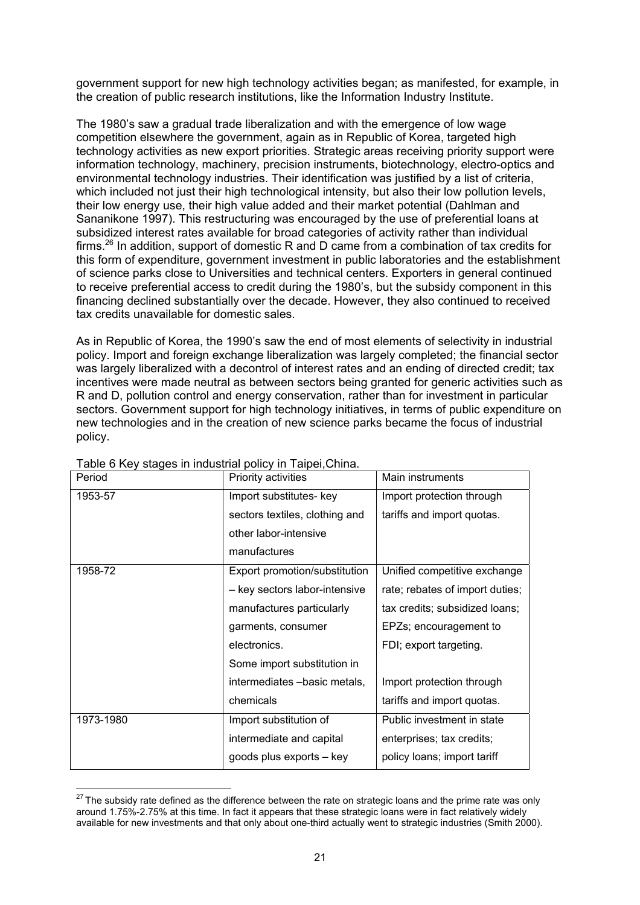government support for new high technology activities began; as manifested, for example, in the creation of public research institutions, like the Information Industry Institute.

The 1980's saw a gradual trade liberalization and with the emergence of low wage competition elsewhere the government, again as in Republic of Korea, targeted high technology activities as new export priorities. Strategic areas receiving priority support were information technology, machinery, precision instruments, biotechnology, electro-optics and environmental technology industries. Their identification was justified by a list of criteria, which included not just their high technological intensity, but also their low pollution levels, their low energy use, their high value added and their market potential (Dahlman and Sananikone 1997). This restructuring was encouraged by the use of preferential loans at subsidized interest rates available for broad categories of activity rather than individual firms.[26] In addition, support of domestic R and D came from a combination of tax credits for this form of expenditure, government investment in public laboratories and the establishment of science parks close to Universities and technical centers. Exporters in general continued to receive preferential access to credit during the 1980's, but the subsidy component in this financing declined substantially over the decade. However, they also continued to received tax credits unavailable for domestic sales.

As in Republic of Korea, the 1990's saw the end of most elements of selectivity in industrial policy. Import and foreign exchange liberalization was largely completed; the financial sector was largely liberalized with a decontrol of interest rates and an ending of directed credit; tax incentives were made neutral as between sectors being granted for generic activities such as R and D, pollution control and energy conservation, rather than for investment in particular sectors. Government support for high technology initiatives, in terms of public expenditure on new technologies and in the creation of new science parks became the focus of industrial policy.

Table 6 Key stages in industrial policy in Taipei,China.

| Period | Priority activities | Main instruments |
|---|---|---|
| 1953-57 | Import substitutes- key sectors textiles, clothing and other labor-intensive manufactures | Import protection through tariffs and import quotas. |
| 1958-72 | Export promotion/substitution – key sectors labor-intensive manufactures particularly garments, consumer electronics.<br>Some import substitution in intermediates –basic metals, chemicals | Unified competitive exchange rate; rebates of import duties; tax credits; subsidized loans; EPZs; encouragement to FDI; export targeting.<br><br>Import protection through tariffs and import quotas. |
| 1973-1980 | Import substitution of intermediate and capital goods plus exports – key | Public investment in state enterprises; tax credits; policy loans; import tariff |

[27] The subsidy rate defined as the difference between the rate on strategic loans and the prime rate was only around 1.75%-2.75% at this time. In fact it appears that these strategic loans were in fact relatively widely available for new investments and that only about one-third actually went to strategic industries (Smith 2000).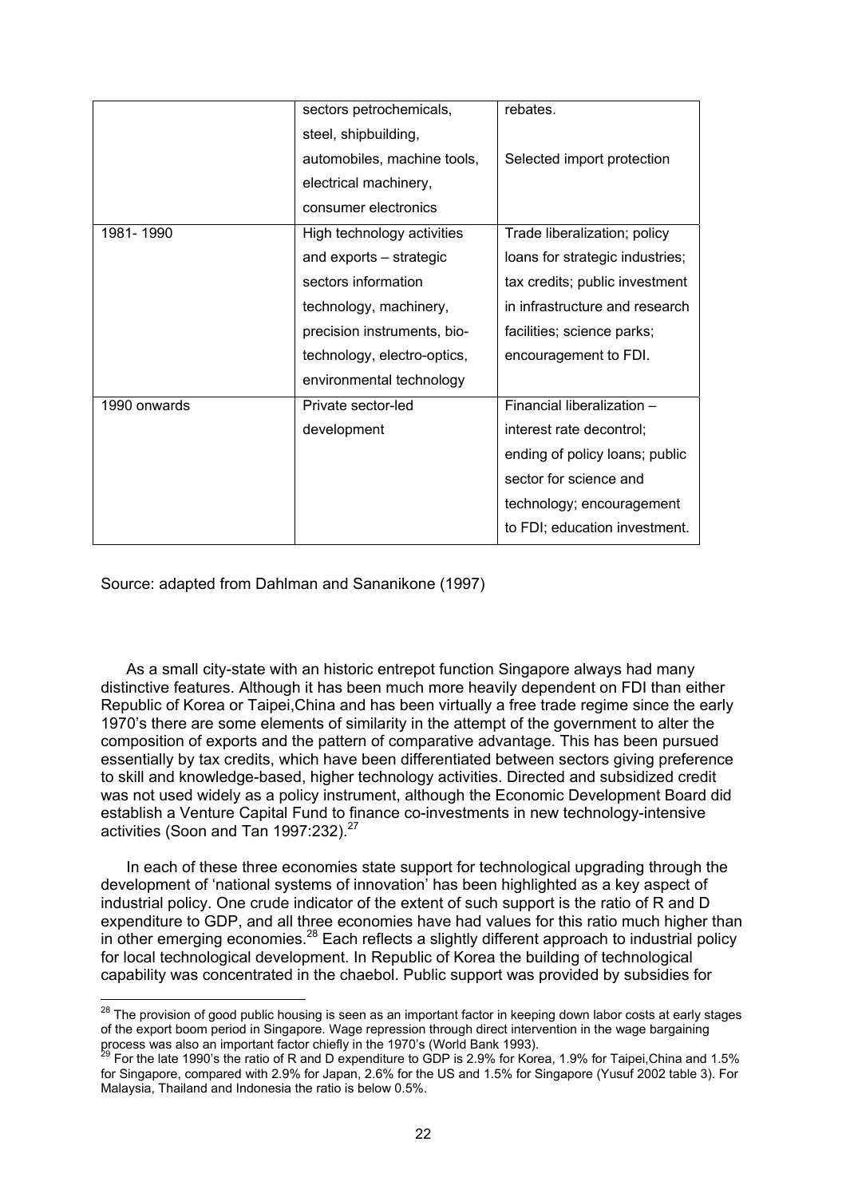| | sectors petrochemicals, steel, shipbuilding, automobiles, machine tools, electrical machinery, consumer electronics | rebates. Selected import protection |
|---|---|---|
| 1981- 1990 | High technology activities and exports – strategic sectors information technology, machinery, precision instruments, bio-technology, electro-optics, environmental technology | Trade liberalization; policy loans for strategic industries; tax credits; public investment in infrastructure and research facilities; science parks; encouragement to FDI. |
| 1990 onwards | Private sector-led development | Financial liberalization – interest rate decontrol; ending of policy loans; public sector for science and technology; encouragement to FDI; education investment. |

Source: adapted from Dahlman and Sananikone (1997)

As a small city-state with an historic entrepot function Singapore always had many distinctive features. Although it has been much more heavily dependent on FDI than either Republic of Korea or Taipei,China and has been virtually a free trade regime since the early 1970's there are some elements of similarity in the attempt of the government to alter the composition of exports and the pattern of comparative advantage. This has been pursued essentially by tax credits, which have been differentiated between sectors giving preference to skill and knowledge-based, higher technology activities. Directed and subsidized credit was not used widely as a policy instrument, although the Economic Development Board did establish a Venture Capital Fund to finance co-investments in new technology-intensive activities (Soon and Tan 1997:232).[27]

In each of these three economies state support for technological upgrading through the development of 'national systems of innovation' has been highlighted as a key aspect of industrial policy. One crude indicator of the extent of such support is the ratio of R and D expenditure to GDP, and all three economies have had values for this ratio much higher than in other emerging economies.[28] Each reflects a slightly different approach to industrial policy for local technological development. In Republic of Korea the building of technological capability was concentrated in the chaebol. Public support was provided by subsidies for

[28] The provision of good public housing is seen as an important factor in keeping down labor costs at early stages of the export boom period in Singapore. Wage repression through direct intervention in the wage bargaining process was also an important factor chiefly in the 1970's (World Bank 1993).

[29] For the late 1990's the ratio of R and D expenditure to GDP is 2.9% for Korea, 1.9% for Taipei,China and 1.5% for Singapore, compared with 2.9% for Japan, 2.6% for the US and 1.5% for Singapore (Yusuf 2002 table 3). For Malaysia, Thailand and Indonesia the ratio is below 0.5%.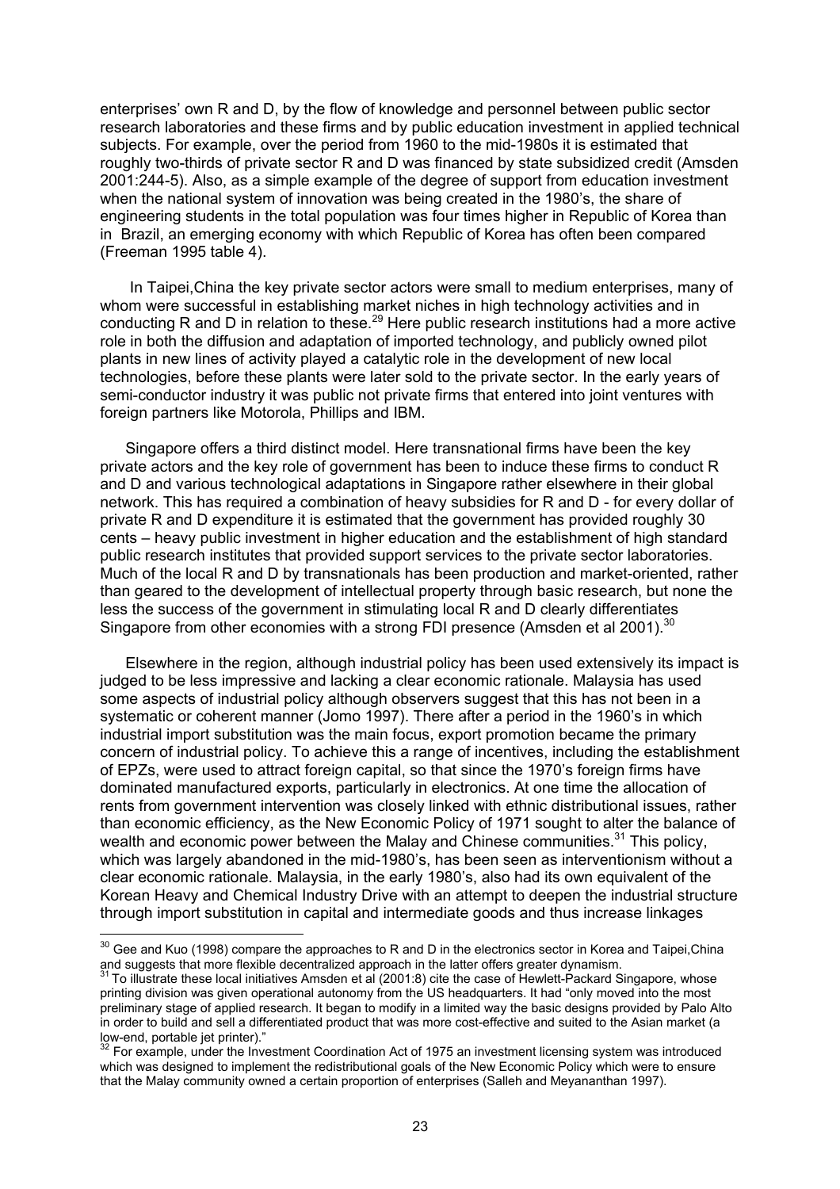enterprises' own R and D, by the flow of knowledge and personnel between public sector research laboratories and these firms and by public education investment in applied technical subjects. For example, over the period from 1960 to the mid-1980s it is estimated that roughly two-thirds of private sector R and D was financed by state subsidized credit (Amsden 2001:244-5). Also, as a simple example of the degree of support from education investment when the national system of innovation was being created in the 1980's, the share of engineering students in the total population was four times higher in Republic of Korea than in Brazil, an emerging economy with which Republic of Korea has often been compared (Freeman 1995 table 4).

In Taipei,China the key private sector actors were small to medium enterprises, many of whom were successful in establishing market niches in high technology activities and in conducting R and D in relation to these.[29] Here public research institutions had a more active role in both the diffusion and adaptation of imported technology, and publicly owned pilot plants in new lines of activity played a catalytic role in the development of new local technologies, before these plants were later sold to the private sector. In the early years of semi-conductor industry it was public not private firms that entered into joint ventures with foreign partners like Motorola, Phillips and IBM.

Singapore offers a third distinct model. Here transnational firms have been the key private actors and the key role of government has been to induce these firms to conduct R and D and various technological adaptations in Singapore rather elsewhere in their global network. This has required a combination of heavy subsidies for R and D - for every dollar of private R and D expenditure it is estimated that the government has provided roughly 30 cents – heavy public investment in higher education and the establishment of high standard public research institutes that provided support services to the private sector laboratories. Much of the local R and D by transnationals has been production and market-oriented, rather than geared to the development of intellectual property through basic research, but none the less the success of the government in stimulating local R and D clearly differentiates Singapore from other economies with a strong FDI presence (Amsden et al 2001).[30]

Elsewhere in the region, although industrial policy has been used extensively its impact is judged to be less impressive and lacking a clear economic rationale. Malaysia has used some aspects of industrial policy although observers suggest that this has not been in a systematic or coherent manner (Jomo 1997). There after a period in the 1960's in which industrial import substitution was the main focus, export promotion became the primary concern of industrial policy. To achieve this a range of incentives, including the establishment of EPZs, were used to attract foreign capital, so that since the 1970's foreign firms have dominated manufactured exports, particularly in electronics. At one time the allocation of rents from government intervention was closely linked with ethnic distributional issues, rather than economic efficiency, as the New Economic Policy of 1971 sought to alter the balance of wealth and economic power between the Malay and Chinese communities.[31] This policy, which was largely abandoned in the mid-1980's, has been seen as interventionism without a clear economic rationale. Malaysia, in the early 1980's, also had its own equivalent of the Korean Heavy and Chemical Industry Drive with an attempt to deepen the industrial structure through import substitution in capital and intermediate goods and thus increase linkages

---

[30] Gee and Kuo (1998) compare the approaches to R and D in the electronics sector in Korea and Taipei,China and suggests that more flexible decentralized approach in the latter offers greater dynamism.

[31] To illustrate these local initiatives Amsden et al (2001:8) cite the case of Hewlett-Packard Singapore, whose printing division was given operational autonomy from the US headquarters. It had "only moved into the most preliminary stage of applied research. It began to modify in a limited way the basic designs provided by Palo Alto in order to build and sell a differentiated product that was more cost-effective and suited to the Asian market (a low-end, portable jet printer)."

[32] For example, under the Investment Coordination Act of 1975 an investment licensing system was introduced which was designed to implement the redistributional goals of the New Economic Policy which were to ensure that the Malay community owned a certain proportion of enterprises (Salleh and Meyananthan 1997).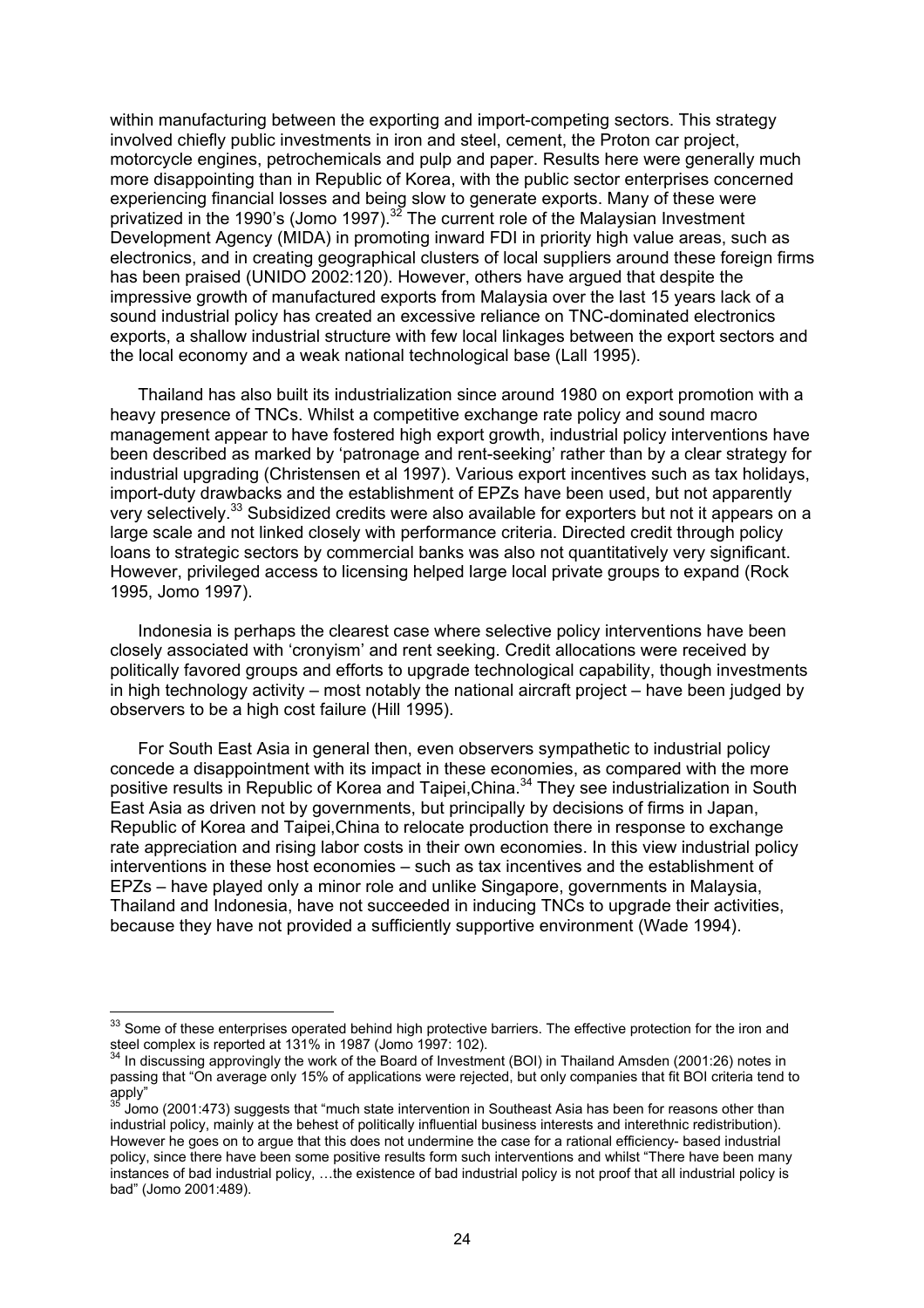within manufacturing between the exporting and import-competing sectors. This strategy involved chiefly public investments in iron and steel, cement, the Proton car project, motorcycle engines, petrochemicals and pulp and paper. Results here were generally much more disappointing than in Republic of Korea, with the public sector enterprises concerned experiencing financial losses and being slow to generate exports. Many of these were privatized in the 1990's (Jomo 1997).[32] The current role of the Malaysian Investment Development Agency (MIDA) in promoting inward FDI in priority high value areas, such as electronics, and in creating geographical clusters of local suppliers around these foreign firms has been praised (UNIDO 2002:120). However, others have argued that despite the impressive growth of manufactured exports from Malaysia over the last 15 years lack of a sound industrial policy has created an excessive reliance on TNC-dominated electronics exports, a shallow industrial structure with few local linkages between the export sectors and the local economy and a weak national technological base (Lall 1995).

Thailand has also built its industrialization since around 1980 on export promotion with a heavy presence of TNCs. Whilst a competitive exchange rate policy and sound macro management appear to have fostered high export growth, industrial policy interventions have been described as marked by 'patronage and rent-seeking' rather than by a clear strategy for industrial upgrading (Christensen et al 1997). Various export incentives such as tax holidays, import-duty drawbacks and the establishment of EPZs have been used, but not apparently very selectively.[33] Subsidized credits were also available for exporters but not it appears on a large scale and not linked closely with performance criteria. Directed credit through policy loans to strategic sectors by commercial banks was also not quantitatively very significant. However, privileged access to licensing helped large local private groups to expand (Rock 1995, Jomo 1997).

Indonesia is perhaps the clearest case where selective policy interventions have been closely associated with 'cronyism' and rent seeking. Credit allocations were received by politically favored groups and efforts to upgrade technological capability, though investments in high technology activity – most notably the national aircraft project – have been judged by observers to be a high cost failure (Hill 1995).

For South East Asia in general then, even observers sympathetic to industrial policy concede a disappointment with its impact in these economies, as compared with the more positive results in Republic of Korea and Taipei,China.[34] They see industrialization in South East Asia as driven not by governments, but principally by decisions of firms in Japan, Republic of Korea and Taipei,China to relocate production there in response to exchange rate appreciation and rising labor costs in their own economies. In this view industrial policy interventions in these host economies – such as tax incentives and the establishment of EPZs – have played only a minor role and unlike Singapore, governments in Malaysia, Thailand and Indonesia, have not succeeded in inducing TNCs to upgrade their activities, because they have not provided a sufficiently supportive environment (Wade 1994).

---

[33] Some of these enterprises operated behind high protective barriers. The effective protection for the iron and steel complex is reported at 131% in 1987 (Jomo 1997: 102).

[34] In discussing approvingly the work of the Board of Investment (BOI) in Thailand Amsden (2001:26) notes in passing that "On average only 15% of applications were rejected, but only companies that fit BOI criteria tend to apply"

[35] Jomo (2001:473) suggests that "much state intervention in Southeast Asia has been for reasons other than industrial policy, mainly at the behest of politically influential business interests and interethnic redistribution). However he goes on to argue that this does not undermine the case for a rational efficiency- based industrial policy, since there have been some positive results form such interventions and whilst "There have been many instances of bad industrial policy, …the existence of bad industrial policy is not proof that all industrial policy is bad" (Jomo 2001:489).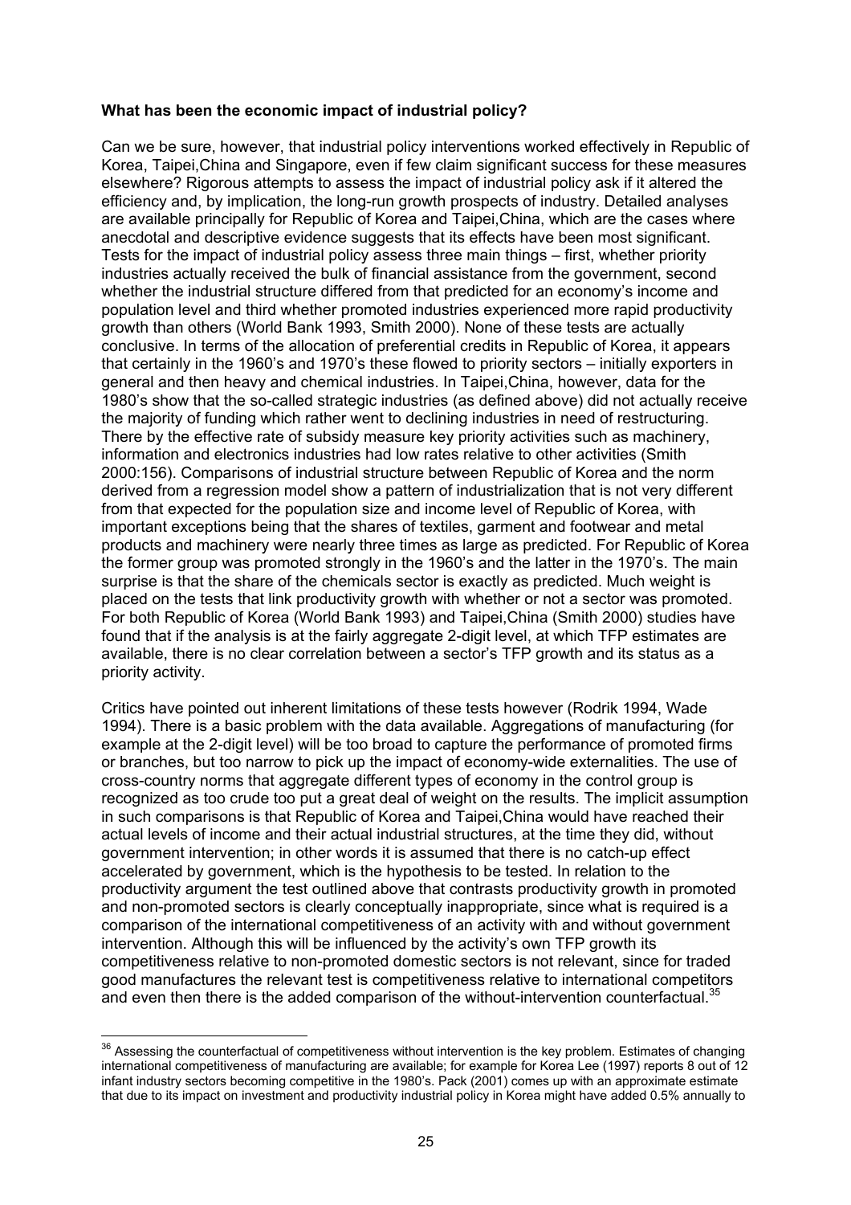**What has been the economic impact of industrial policy?**

Can we be sure, however, that industrial policy interventions worked effectively in Republic of Korea, Taipei,China and Singapore, even if few claim significant success for these measures elsewhere? Rigorous attempts to assess the impact of industrial policy ask if it altered the efficiency and, by implication, the long-run growth prospects of industry. Detailed analyses are available principally for Republic of Korea and Taipei,China, which are the cases where anecdotal and descriptive evidence suggests that its effects have been most significant. Tests for the impact of industrial policy assess three main things – first, whether priority industries actually received the bulk of financial assistance from the government, second whether the industrial structure differed from that predicted for an economy's income and population level and third whether promoted industries experienced more rapid productivity growth than others (World Bank 1993, Smith 2000). None of these tests are actually conclusive. In terms of the allocation of preferential credits in Republic of Korea, it appears that certainly in the 1960's and 1970's these flowed to priority sectors – initially exporters in general and then heavy and chemical industries. In Taipei,China, however, data for the 1980's show that the so-called strategic industries (as defined above) did not actually receive the majority of funding which rather went to declining industries in need of restructuring. There by the effective rate of subsidy measure key priority activities such as machinery, information and electronics industries had low rates relative to other activities (Smith 2000:156). Comparisons of industrial structure between Republic of Korea and the norm derived from a regression model show a pattern of industrialization that is not very different from that expected for the population size and income level of Republic of Korea, with important exceptions being that the shares of textiles, garment and footwear and metal products and machinery were nearly three times as large as predicted. For Republic of Korea the former group was promoted strongly in the 1960's and the latter in the 1970's. The main surprise is that the share of the chemicals sector is exactly as predicted. Much weight is placed on the tests that link productivity growth with whether or not a sector was promoted. For both Republic of Korea (World Bank 1993) and Taipei,China (Smith 2000) studies have found that if the analysis is at the fairly aggregate 2-digit level, at which TFP estimates are available, there is no clear correlation between a sector's TFP growth and its status as a priority activity.

Critics have pointed out inherent limitations of these tests however (Rodrik 1994, Wade 1994). There is a basic problem with the data available. Aggregations of manufacturing (for example at the 2-digit level) will be too broad to capture the performance of promoted firms or branches, but too narrow to pick up the impact of economy-wide externalities. The use of cross-country norms that aggregate different types of economy in the control group is recognized as too crude too put a great deal of weight on the results. The implicit assumption in such comparisons is that Republic of Korea and Taipei,China would have reached their actual levels of income and their actual industrial structures, at the time they did, without government intervention; in other words it is assumed that there is no catch-up effect accelerated by government, which is the hypothesis to be tested. In relation to the productivity argument the test outlined above that contrasts productivity growth in promoted and non-promoted sectors is clearly conceptually inappropriate, since what is required is a comparison of the international competitiveness of an activity with and without government intervention. Although this will be influenced by the activity's own TFP growth its competitiveness relative to non-promoted domestic sectors is not relevant, since for traded good manufactures the relevant test is competitiveness relative to international competitors and even then there is the added comparison of the without-intervention counterfactual.[35]

---

[36] Assessing the counterfactual of competitiveness without intervention is the key problem. Estimates of changing international competitiveness of manufacturing are available; for example for Korea Lee (1997) reports 8 out of 12 infant industry sectors becoming competitive in the 1980's. Pack (2001) comes up with an approximate estimate that due to its impact on investment and productivity industrial policy in Korea might have added 0.5% annually to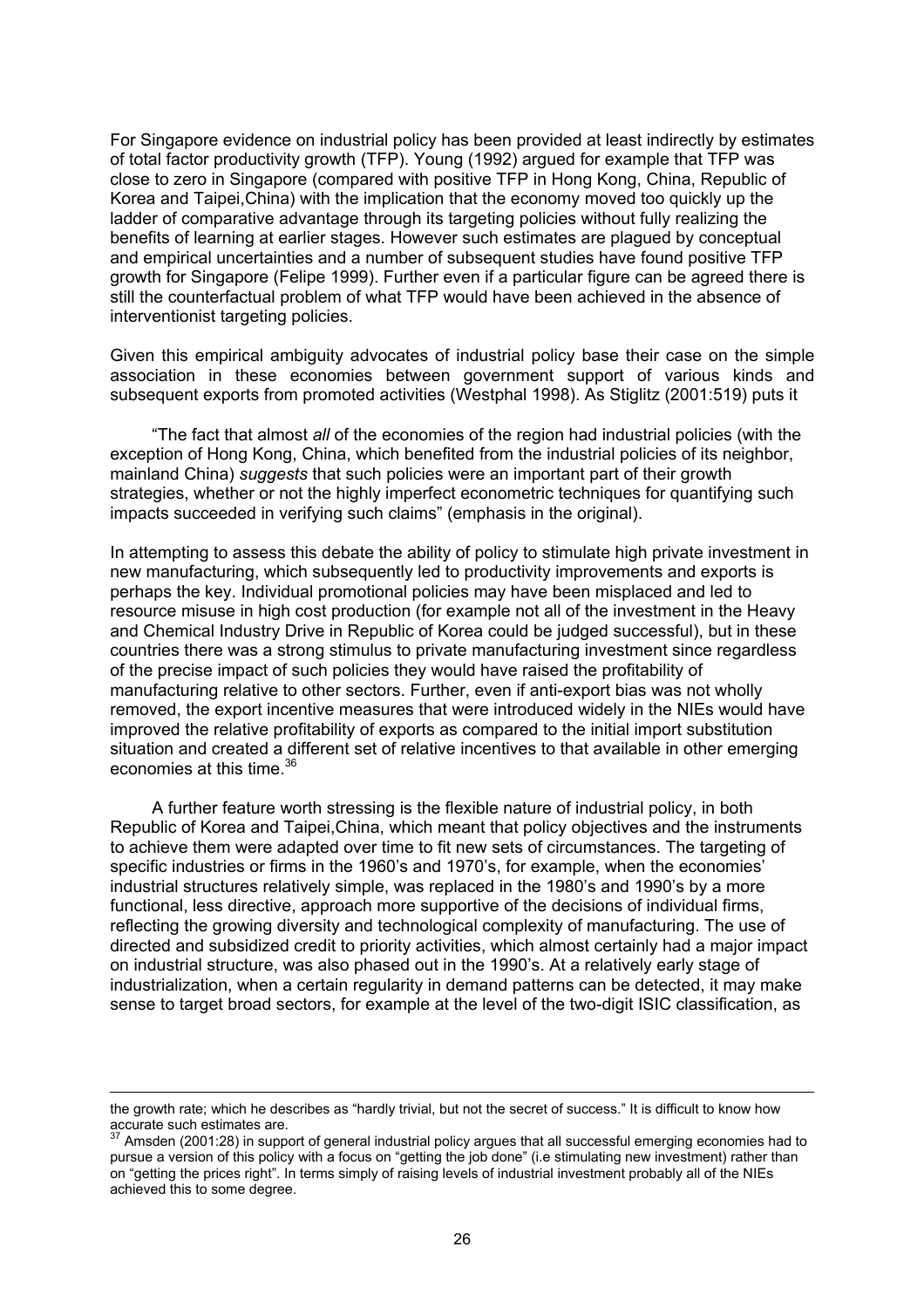For Singapore evidence on industrial policy has been provided at least indirectly by estimates of total factor productivity growth (TFP). Young (1992) argued for example that TFP was close to zero in Singapore (compared with positive TFP in Hong Kong, China, Republic of Korea and Taipei,China) with the implication that the economy moved too quickly up the ladder of comparative advantage through its targeting policies without fully realizing the benefits of learning at earlier stages. However such estimates are plagued by conceptual and empirical uncertainties and a number of subsequent studies have found positive TFP growth for Singapore (Felipe 1999). Further even if a particular figure can be agreed there is still the counterfactual problem of what TFP would have been achieved in the absence of interventionist targeting policies.

Given this empirical ambiguity advocates of industrial policy base their case on the simple association in these economies between government support of various kinds and subsequent exports from promoted activities (Westphal 1998). As Stiglitz (2001:519) puts it

> "The fact that almost *all* of the economies of the region had industrial policies (with the exception of Hong Kong, China, which benefited from the industrial policies of its neighbor, mainland China) *suggests* that such policies were an important part of their growth strategies, whether or not the highly imperfect econometric techniques for quantifying such impacts succeeded in verifying such claims" (emphasis in the original).

In attempting to assess this debate the ability of policy to stimulate high private investment in new manufacturing, which subsequently led to productivity improvements and exports is perhaps the key. Individual promotional policies may have been misplaced and led to resource misuse in high cost production (for example not all of the investment in the Heavy and Chemical Industry Drive in Republic of Korea could be judged successful), but in these countries there was a strong stimulus to private manufacturing investment since regardless of the precise impact of such policies they would have raised the profitability of manufacturing relative to other sectors. Further, even if anti-export bias was not wholly removed, the export incentive measures that were introduced widely in the NIEs would have improved the relative profitability of exports as compared to the initial import substitution situation and created a different set of relative incentives to that available in other emerging economies at this time.[36]

A further feature worth stressing is the flexible nature of industrial policy, in both Republic of Korea and Taipei,China, which meant that policy objectives and the instruments to achieve them were adapted over time to fit new sets of circumstances. The targeting of specific industries or firms in the 1960's and 1970's, for example, when the economies' industrial structures relatively simple, was replaced in the 1980's and 1990's by a more functional, less directive, approach more supportive of the decisions of individual firms, reflecting the growing diversity and technological complexity of manufacturing. The use of directed and subsidized credit to priority activities, which almost certainly had a major impact on industrial structure, was also phased out in the 1990's. At a relatively early stage of industrialization, when a certain regularity in demand patterns can be detected, it may make sense to target broad sectors, for example at the level of the two-digit ISIC classification, as

---

the growth rate; which he describes as "hardly trivial, but not the secret of success." It is difficult to know how accurate such estimates are.

[37] Amsden (2001:28) in support of general industrial policy argues that all successful emerging economies had to pursue a version of this policy with a focus on "getting the job done" (i.e stimulating new investment) rather than on "getting the prices right". In terms simply of raising levels of industrial investment probably all of the NIEs achieved this to some degree.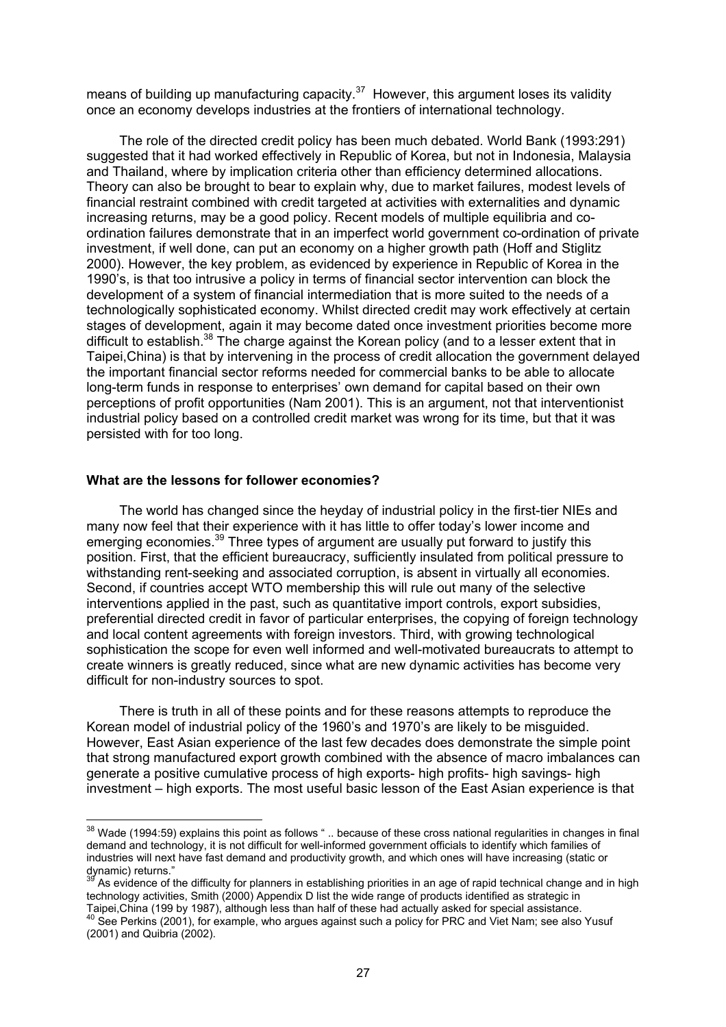means of building up manufacturing capacity.[37] However, this argument loses its validity once an economy develops industries at the frontiers of international technology.

The role of the directed credit policy has been much debated. World Bank (1993:291) suggested that it had worked effectively in Republic of Korea, but not in Indonesia, Malaysia and Thailand, where by implication criteria other than efficiency determined allocations. Theory can also be brought to bear to explain why, due to market failures, modest levels of financial restraint combined with credit targeted at activities with externalities and dynamic increasing returns, may be a good policy. Recent models of multiple equilibria and co-ordination failures demonstrate that in an imperfect world government co-ordination of private investment, if well done, can put an economy on a higher growth path (Hoff and Stiglitz 2000). However, the key problem, as evidenced by experience in Republic of Korea in the 1990's, is that too intrusive a policy in terms of financial sector intervention can block the development of a system of financial intermediation that is more suited to the needs of a technologically sophisticated economy. Whilst directed credit may work effectively at certain stages of development, again it may become dated once investment priorities become more difficult to establish.[38] The charge against the Korean policy (and to a lesser extent that in Taipei,China) is that by intervening in the process of credit allocation the government delayed the important financial sector reforms needed for commercial banks to be able to allocate long-term funds in response to enterprises' own demand for capital based on their own perceptions of profit opportunities (Nam 2001). This is an argument, not that interventionist industrial policy based on a controlled credit market was wrong for its time, but that it was persisted with for too long.

**What are the lessons for follower economies?**

The world has changed since the heyday of industrial policy in the first-tier NIEs and many now feel that their experience with it has little to offer today's lower income and emerging economies.[39] Three types of argument are usually put forward to justify this position. First, that the efficient bureaucracy, sufficiently insulated from political pressure to withstanding rent-seeking and associated corruption, is absent in virtually all economies. Second, if countries accept WTO membership this will rule out many of the selective interventions applied in the past, such as quantitative import controls, export subsidies, preferential directed credit in favor of particular enterprises, the copying of foreign technology and local content agreements with foreign investors. Third, with growing technological sophistication the scope for even well informed and well-motivated bureaucrats to attempt to create winners is greatly reduced, since what are new dynamic activities has become very difficult for non-industry sources to spot.

There is truth in all of these points and for these reasons attempts to reproduce the Korean model of industrial policy of the 1960's and 1970's are likely to be misguided. However, East Asian experience of the last few decades does demonstrate the simple point that strong manufactured export growth combined with the absence of macro imbalances can generate a positive cumulative process of high exports- high profits- high savings- high investment – high exports. The most useful basic lesson of the East Asian experience is that

---

[38] Wade (1994:59) explains this point as follows " .. because of these cross national regularities in changes in final demand and technology, it is not difficult for well-informed government officials to identify which families of industries will next have fast demand and productivity growth, and which ones will have increasing (static or dynamic) returns."

[39] As evidence of the difficulty for planners in establishing priorities in an age of rapid technical change and in high technology activities, Smith (2000) Appendix D list the wide range of products identified as strategic in Taipei,China (199 by 1987), although less than half of these had actually asked for special assistance.

[40] See Perkins (2001), for example, who argues against such a policy for PRC and Viet Nam; see also Yusuf (2001) and Quibria (2002).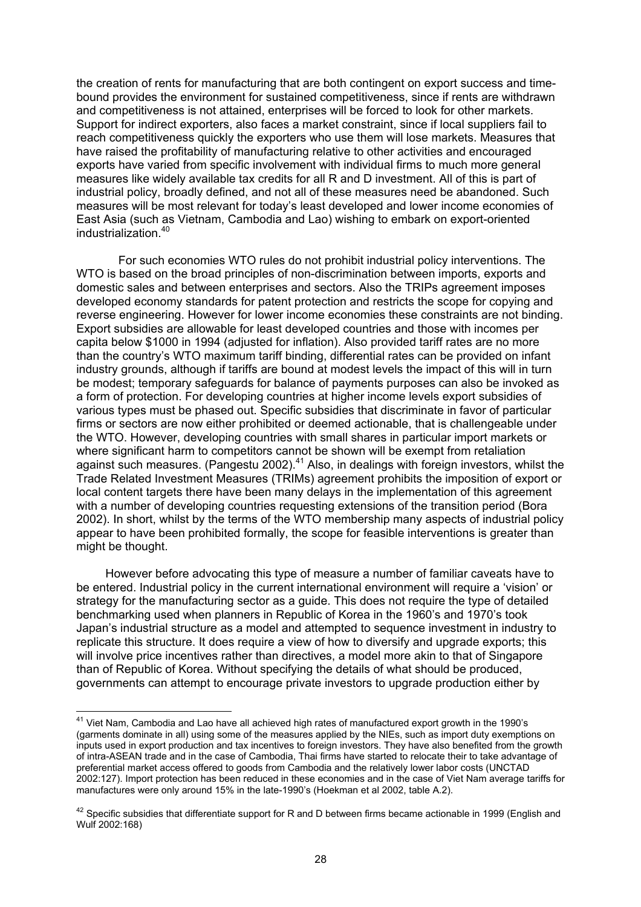the creation of rents for manufacturing that are both contingent on export success and time-bound provides the environment for sustained competitiveness, since if rents are withdrawn and competitiveness is not attained, enterprises will be forced to look for other markets. Support for indirect exporters, also faces a market constraint, since if local suppliers fail to reach competitiveness quickly the exporters who use them will lose markets. Measures that have raised the profitability of manufacturing relative to other activities and encouraged exports have varied from specific involvement with individual firms to much more general measures like widely available tax credits for all R and D investment. All of this is part of industrial policy, broadly defined, and not all of these measures need be abandoned. Such measures will be most relevant for today's least developed and lower income economies of East Asia (such as Vietnam, Cambodia and Lao) wishing to embark on export-oriented industrialization.[40]

For such economies WTO rules do not prohibit industrial policy interventions. The WTO is based on the broad principles of non-discrimination between imports, exports and domestic sales and between enterprises and sectors. Also the TRIPs agreement imposes developed economy standards for patent protection and restricts the scope for copying and reverse engineering. However for lower income economies these constraints are not binding. Export subsidies are allowable for least developed countries and those with incomes per capita below $1000 in 1994 (adjusted for inflation). Also provided tariff rates are no more than the country's WTO maximum tariff binding, differential rates can be provided on infant industry grounds, although if tariffs are bound at modest levels the impact of this will in turn be modest; temporary safeguards for balance of payments purposes can also be invoked as a form of protection. For developing countries at higher income levels export subsidies of various types must be phased out. Specific subsidies that discriminate in favor of particular firms or sectors are now either prohibited or deemed actionable, that is challengeable under the WTO. However, developing countries with small shares in particular import markets or where significant harm to competitors cannot be shown will be exempt from retaliation against such measures. (Pangestu 2002).[41] Also, in dealings with foreign investors, whilst the Trade Related Investment Measures (TRIMs) agreement prohibits the imposition of export or local content targets there have been many delays in the implementation of this agreement with a number of developing countries requesting extensions of the transition period (Bora 2002). In short, whilst by the terms of the WTO membership many aspects of industrial policy appear to have been prohibited formally, the scope for feasible interventions is greater than might be thought.

However before advocating this type of measure a number of familiar caveats have to be entered. Industrial policy in the current international environment will require a 'vision' or strategy for the manufacturing sector as a guide. This does not require the type of detailed benchmarking used when planners in Republic of Korea in the 1960's and 1970's took Japan's industrial structure as a model and attempted to sequence investment in industry to replicate this structure. It does require a view of how to diversify and upgrade exports; this will involve price incentives rather than directives, a model more akin to that of Singapore than of Republic of Korea. Without specifying the details of what should be produced, governments can attempt to encourage private investors to upgrade production either by

---

[41] Viet Nam, Cambodia and Lao have all achieved high rates of manufactured export growth in the 1990's (garments dominate in all) using some of the measures applied by the NIEs, such as import duty exemptions on inputs used in export production and tax incentives to foreign investors. They have also benefited from the growth of intra-ASEAN trade and in the case of Cambodia, Thai firms have started to relocate their to take advantage of preferential market access offered to goods from Cambodia and the relatively lower labor costs (UNCTAD 2002:127). Import protection has been reduced in these economies and in the case of Viet Nam average tariffs for manufactures were only around 15% in the late-1990's (Hoekman et al 2002, table A.2).

[42] Specific subsidies that differentiate support for R and D between firms became actionable in 1999 (English and Wulf 2002:168)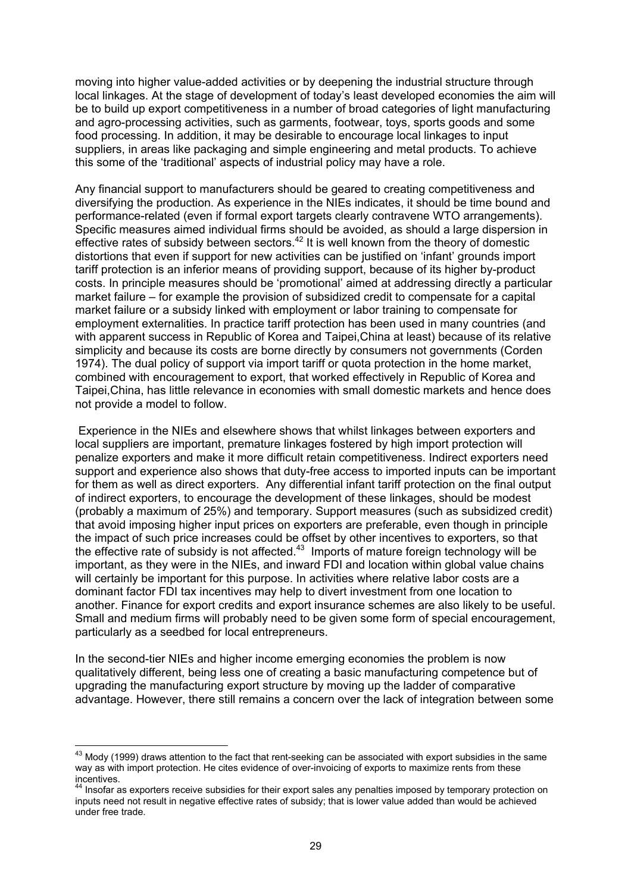moving into higher value-added activities or by deepening the industrial structure through local linkages. At the stage of development of today's least developed economies the aim will be to build up export competitiveness in a number of broad categories of light manufacturing and agro-processing activities, such as garments, footwear, toys, sports goods and some food processing. In addition, it may be desirable to encourage local linkages to input suppliers, in areas like packaging and simple engineering and metal products. To achieve this some of the 'traditional' aspects of industrial policy may have a role.

Any financial support to manufacturers should be geared to creating competitiveness and diversifying the production. As experience in the NIEs indicates, it should be time bound and performance-related (even if formal export targets clearly contravene WTO arrangements). Specific measures aimed individual firms should be avoided, as should a large dispersion in effective rates of subsidy between sectors.[42] It is well known from the theory of domestic distortions that even if support for new activities can be justified on 'infant' grounds import tariff protection is an inferior means of providing support, because of its higher by-product costs. In principle measures should be 'promotional' aimed at addressing directly a particular market failure – for example the provision of subsidized credit to compensate for a capital market failure or a subsidy linked with employment or labor training to compensate for employment externalities. In practice tariff protection has been used in many countries (and with apparent success in Republic of Korea and Taipei,China at least) because of its relative simplicity and because its costs are borne directly by consumers not governments (Corden 1974). The dual policy of support via import tariff or quota protection in the home market, combined with encouragement to export, that worked effectively in Republic of Korea and Taipei,China, has little relevance in economies with small domestic markets and hence does not provide a model to follow.

Experience in the NIEs and elsewhere shows that whilst linkages between exporters and local suppliers are important, premature linkages fostered by high import protection will penalize exporters and make it more difficult retain competitiveness. Indirect exporters need support and experience also shows that duty-free access to imported inputs can be important for them as well as direct exporters. Any differential infant tariff protection on the final output of indirect exporters, to encourage the development of these linkages, should be modest (probably a maximum of 25%) and temporary. Support measures (such as subsidized credit) that avoid imposing higher input prices on exporters are preferable, even though in principle the impact of such price increases could be offset by other incentives to exporters, so that the effective rate of subsidy is not affected.[43] Imports of mature foreign technology will be important, as they were in the NIEs, and inward FDI and location within global value chains will certainly be important for this purpose. In activities where relative labor costs are a dominant factor FDI tax incentives may help to divert investment from one location to another. Finance for export credits and export insurance schemes are also likely to be useful. Small and medium firms will probably need to be given some form of special encouragement, particularly as a seedbed for local entrepreneurs.

In the second-tier NIEs and higher income emerging economies the problem is now qualitatively different, being less one of creating a basic manufacturing competence but of upgrading the manufacturing export structure by moving up the ladder of comparative advantage. However, there still remains a concern over the lack of integration between some

---

[43] Mody (1999) draws attention to the fact that rent-seeking can be associated with export subsidies in the same way as with import protection. He cites evidence of over-invoicing of exports to maximize rents from these incentives.

[44] Insofar as exporters receive subsidies for their export sales any penalties imposed by temporary protection on inputs need not result in negative effective rates of subsidy; that is lower value added than would be achieved under free trade.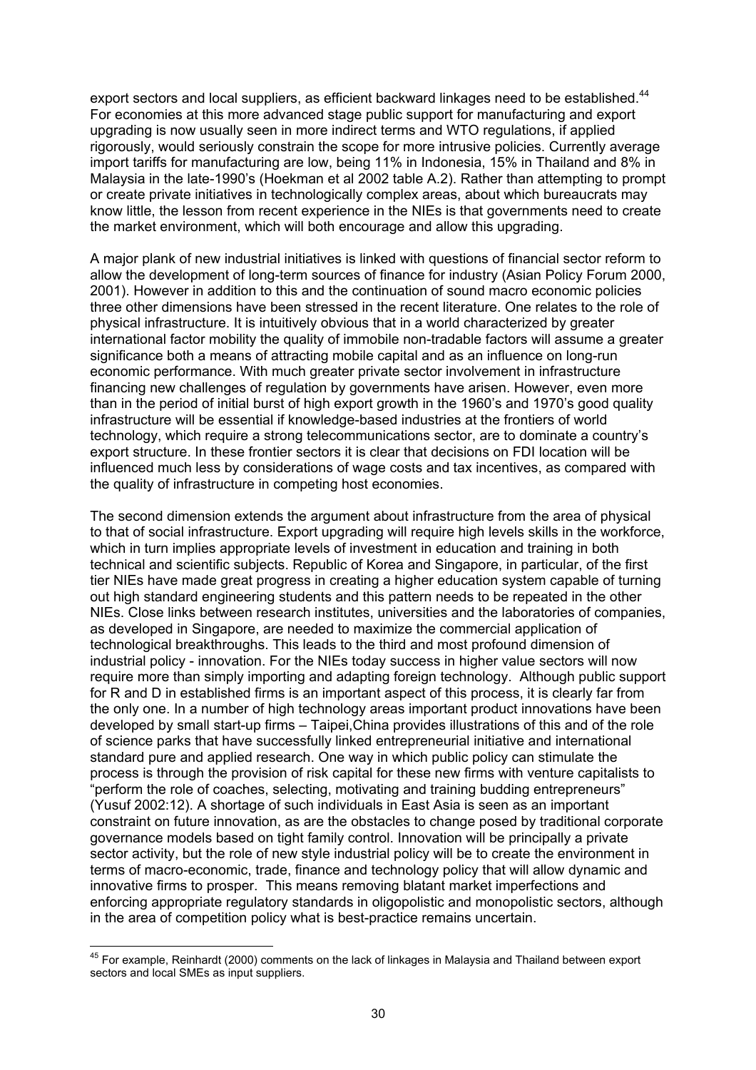export sectors and local suppliers, as efficient backward linkages need to be established.[44] For economies at this more advanced stage public support for manufacturing and export upgrading is now usually seen in more indirect terms and WTO regulations, if applied rigorously, would seriously constrain the scope for more intrusive policies. Currently average import tariffs for manufacturing are low, being 11% in Indonesia, 15% in Thailand and 8% in Malaysia in the late-1990's (Hoekman et al 2002 table A.2). Rather than attempting to prompt or create private initiatives in technologically complex areas, about which bureaucrats may know little, the lesson from recent experience in the NIEs is that governments need to create the market environment, which will both encourage and allow this upgrading.

A major plank of new industrial initiatives is linked with questions of financial sector reform to allow the development of long-term sources of finance for industry (Asian Policy Forum 2000, 2001). However in addition to this and the continuation of sound macro economic policies three other dimensions have been stressed in the recent literature. One relates to the role of physical infrastructure. It is intuitively obvious that in a world characterized by greater international factor mobility the quality of immobile non-tradable factors will assume a greater significance both a means of attracting mobile capital and as an influence on long-run economic performance. With much greater private sector involvement in infrastructure financing new challenges of regulation by governments have arisen. However, even more than in the period of initial burst of high export growth in the 1960's and 1970's good quality infrastructure will be essential if knowledge-based industries at the frontiers of world technology, which require a strong telecommunications sector, are to dominate a country's export structure. In these frontier sectors it is clear that decisions on FDI location will be influenced much less by considerations of wage costs and tax incentives, as compared with the quality of infrastructure in competing host economies.

The second dimension extends the argument about infrastructure from the area of physical to that of social infrastructure. Export upgrading will require high levels skills in the workforce, which in turn implies appropriate levels of investment in education and training in both technical and scientific subjects. Republic of Korea and Singapore, in particular, of the first tier NIEs have made great progress in creating a higher education system capable of turning out high standard engineering students and this pattern needs to be repeated in the other NIEs. Close links between research institutes, universities and the laboratories of companies, as developed in Singapore, are needed to maximize the commercial application of technological breakthroughs. This leads to the third and most profound dimension of industrial policy - innovation. For the NIEs today success in higher value sectors will now require more than simply importing and adapting foreign technology. Although public support for R and D in established firms is an important aspect of this process, it is clearly far from the only one. In a number of high technology areas important product innovations have been developed by small start-up firms – Taipei,China provides illustrations of this and of the role of science parks that have successfully linked entrepreneurial initiative and international standard pure and applied research. One way in which public policy can stimulate the process is through the provision of risk capital for these new firms with venture capitalists to "perform the role of coaches, selecting, motivating and training budding entrepreneurs" (Yusuf 2002:12). A shortage of such individuals in East Asia is seen as an important constraint on future innovation, as are the obstacles to change posed by traditional corporate governance models based on tight family control. Innovation will be principally a private sector activity, but the role of new style industrial policy will be to create the environment in terms of macro-economic, trade, finance and technology policy that will allow dynamic and innovative firms to prosper. This means removing blatant market imperfections and enforcing appropriate regulatory standards in oligopolistic and monopolistic sectors, although in the area of competition policy what is best-practice remains uncertain.

[45] For example, Reinhardt (2000) comments on the lack of linkages in Malaysia and Thailand between export sectors and local SMEs as input suppliers.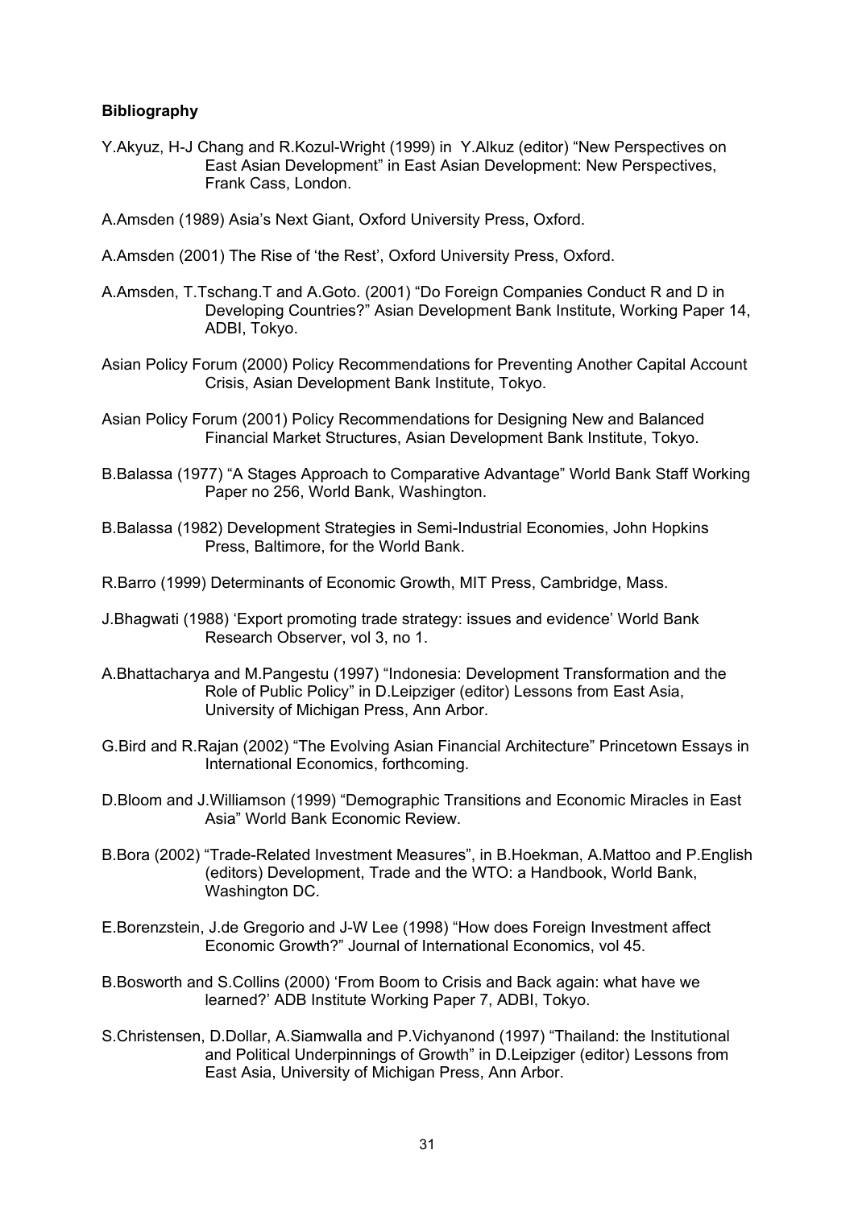**Bibliography**

Y.Akyuz, H-J Chang and R.Kozul-Wright (1999) in Y.Alkuz (editor) “New Perspectives on East Asian Development” in East Asian Development: New Perspectives, Frank Cass, London.

A.Amsden (1989) Asia’s Next Giant, Oxford University Press, Oxford.

A.Amsden (2001) The Rise of ‘the Rest’, Oxford University Press, Oxford.

A.Amsden, T.Tschang.T and A.Goto. (2001) “Do Foreign Companies Conduct R and D in Developing Countries?” Asian Development Bank Institute, Working Paper 14, ADBI, Tokyo.

Asian Policy Forum (2000) Policy Recommendations for Preventing Another Capital Account Crisis, Asian Development Bank Institute, Tokyo.

Asian Policy Forum (2001) Policy Recommendations for Designing New and Balanced Financial Market Structures, Asian Development Bank Institute, Tokyo.

B.Balassa (1977) “A Stages Approach to Comparative Advantage” World Bank Staff Working Paper no 256, World Bank, Washington.

B.Balassa (1982) Development Strategies in Semi-Industrial Economies, John Hopkins Press, Baltimore, for the World Bank.

R.Barro (1999) Determinants of Economic Growth, MIT Press, Cambridge, Mass.

J.Bhagwati (1988) ‘Export promoting trade strategy: issues and evidence’ World Bank Research Observer, vol 3, no 1.

A.Bhattacharya and M.Pangestu (1997) “Indonesia: Development Transformation and the Role of Public Policy” in D.Leipziger (editor) Lessons from East Asia, University of Michigan Press, Ann Arbor.

G.Bird and R.Rajan (2002) “The Evolving Asian Financial Architecture” Princetown Essays in International Economics, forthcoming.

D.Bloom and J.Williamson (1999) “Demographic Transitions and Economic Miracles in East Asia” World Bank Economic Review.

B.Bora (2002) “Trade-Related Investment Measures”, in B.Hoekman, A.Mattoo and P.English (editors) Development, Trade and the WTO: a Handbook, World Bank, Washington DC.

E.Borenzstein, J.de Gregorio and J-W Lee (1998) “How does Foreign Investment affect Economic Growth?” Journal of International Economics, vol 45.

B.Bosworth and S.Collins (2000) ‘From Boom to Crisis and Back again: what have we learned?’ ADB Institute Working Paper 7, ADBI, Tokyo.

S.Christensen, D.Dollar, A.Siamwalla and P.Vichyanond (1997) “Thailand: the Institutional and Political Underpinnings of Growth” in D.Leipziger (editor) Lessons from East Asia, University of Michigan Press, Ann Arbor.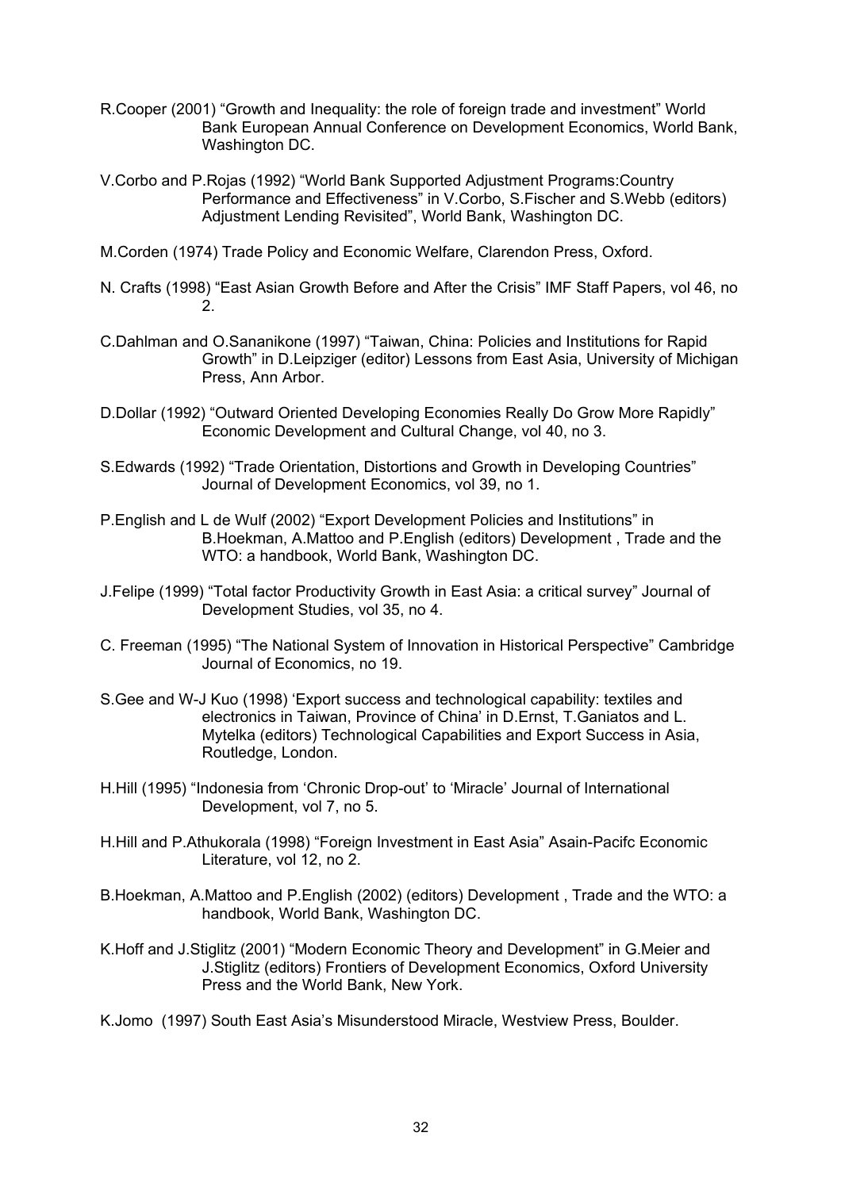R.Cooper (2001) "Growth and Inequality: the role of foreign trade and investment" World Bank European Annual Conference on Development Economics, World Bank, Washington DC.

V.Corbo and P.Rojas (1992) "World Bank Supported Adjustment Programs:Country Performance and Effectiveness" in V.Corbo, S.Fischer and S.Webb (editors) Adjustment Lending Revisited", World Bank, Washington DC.

M.Corden (1974) Trade Policy and Economic Welfare, Clarendon Press, Oxford.

N. Crafts (1998) "East Asian Growth Before and After the Crisis" IMF Staff Papers, vol 46, no 2.

C.Dahlman and O.Sananikone (1997) "Taiwan, China: Policies and Institutions for Rapid Growth" in D.Leipziger (editor) Lessons from East Asia, University of Michigan Press, Ann Arbor.

D.Dollar (1992) "Outward Oriented Developing Economies Really Do Grow More Rapidly" Economic Development and Cultural Change, vol 40, no 3.

S.Edwards (1992) "Trade Orientation, Distortions and Growth in Developing Countries" Journal of Development Economics, vol 39, no 1.

P.English and L de Wulf (2002) "Export Development Policies and Institutions" in B.Hoekman, A.Mattoo and P.English (editors) Development , Trade and the WTO: a handbook, World Bank, Washington DC.

J.Felipe (1999) "Total factor Productivity Growth in East Asia: a critical survey" Journal of Development Studies, vol 35, no 4.

C. Freeman (1995) "The National System of Innovation in Historical Perspective" Cambridge Journal of Economics, no 19.

S.Gee and W-J Kuo (1998) 'Export success and technological capability: textiles and electronics in Taiwan, Province of China' in D.Ernst, T.Ganiatos and L. Mytelka (editors) Technological Capabilities and Export Success in Asia, Routledge, London.

H.Hill (1995) "Indonesia from 'Chronic Drop-out' to 'Miracle' Journal of International Development, vol 7, no 5.

H.Hill and P.Athukorala (1998) "Foreign Investment in East Asia" Asain-Pacifc Economic Literature, vol 12, no 2.

B.Hoekman, A.Mattoo and P.English (2002) (editors) Development , Trade and the WTO: a handbook, World Bank, Washington DC.

K.Hoff and J.Stiglitz (2001) "Modern Economic Theory and Development" in G.Meier and J.Stiglitz (editors) Frontiers of Development Economics, Oxford University Press and the World Bank, New York.

K.Jomo (1997) South East Asia's Misunderstood Miracle, Westview Press, Boulder.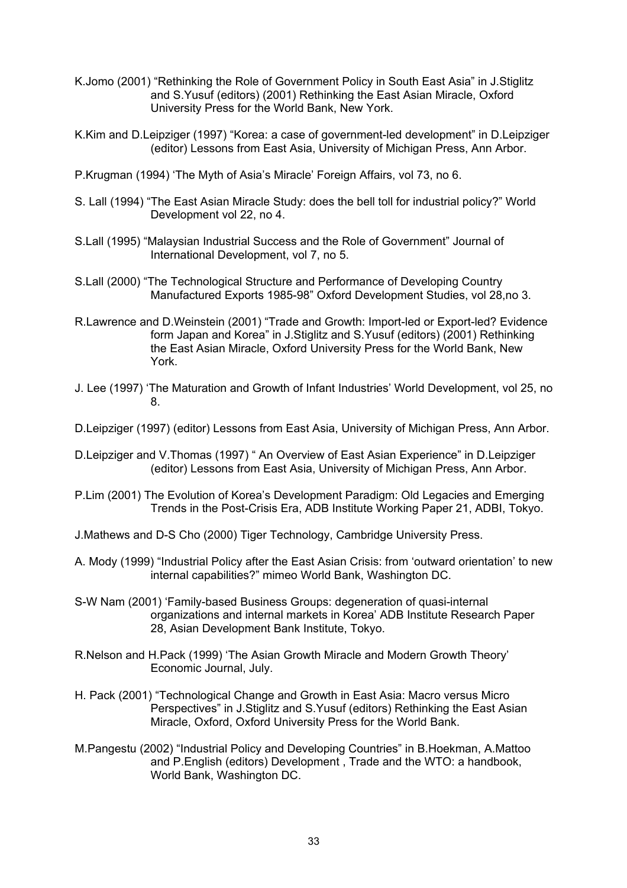K.Jomo (2001) "Rethinking the Role of Government Policy in South East Asia" in J.Stiglitz and S.Yusuf (editors) (2001) Rethinking the East Asian Miracle, Oxford University Press for the World Bank, New York.

K.Kim and D.Leipziger (1997) "Korea: a case of government-led development" in D.Leipziger (editor) Lessons from East Asia, University of Michigan Press, Ann Arbor.

P.Krugman (1994) 'The Myth of Asia's Miracle' Foreign Affairs, vol 73, no 6.

S. Lall (1994) "The East Asian Miracle Study: does the bell toll for industrial policy?" World Development vol 22, no 4.

S.Lall (1995) "Malaysian Industrial Success and the Role of Government" Journal of International Development, vol 7, no 5.

S.Lall (2000) "The Technological Structure and Performance of Developing Country Manufactured Exports 1985-98" Oxford Development Studies, vol 28,no 3.

R.Lawrence and D.Weinstein (2001) "Trade and Growth: Import-led or Export-led? Evidence form Japan and Korea" in J.Stiglitz and S.Yusuf (editors) (2001) Rethinking the East Asian Miracle, Oxford University Press for the World Bank, New York.

J. Lee (1997) 'The Maturation and Growth of Infant Industries' World Development, vol 25, no 8.

D.Leipziger (1997) (editor) Lessons from East Asia, University of Michigan Press, Ann Arbor.

D.Leipziger and V.Thomas (1997) " An Overview of East Asian Experience" in D.Leipziger (editor) Lessons from East Asia, University of Michigan Press, Ann Arbor.

P.Lim (2001) The Evolution of Korea's Development Paradigm: Old Legacies and Emerging Trends in the Post-Crisis Era, ADB Institute Working Paper 21, ADBI, Tokyo.

J.Mathews and D-S Cho (2000) Tiger Technology, Cambridge University Press.

A. Mody (1999) "Industrial Policy after the East Asian Crisis: from 'outward orientation' to new internal capabilities?" mimeo World Bank, Washington DC.

S-W Nam (2001) 'Family-based Business Groups: degeneration of quasi-internal organizations and internal markets in Korea' ADB Institute Research Paper 28, Asian Development Bank Institute, Tokyo.

R.Nelson and H.Pack (1999) 'The Asian Growth Miracle and Modern Growth Theory' Economic Journal, July.

H. Pack (2001) "Technological Change and Growth in East Asia: Macro versus Micro Perspectives" in J.Stiglitz and S.Yusuf (editors) Rethinking the East Asian Miracle, Oxford, Oxford University Press for the World Bank.

M.Pangestu (2002) "Industrial Policy and Developing Countries" in B.Hoekman, A.Mattoo and P.English (editors) Development , Trade and the WTO: a handbook, World Bank, Washington DC.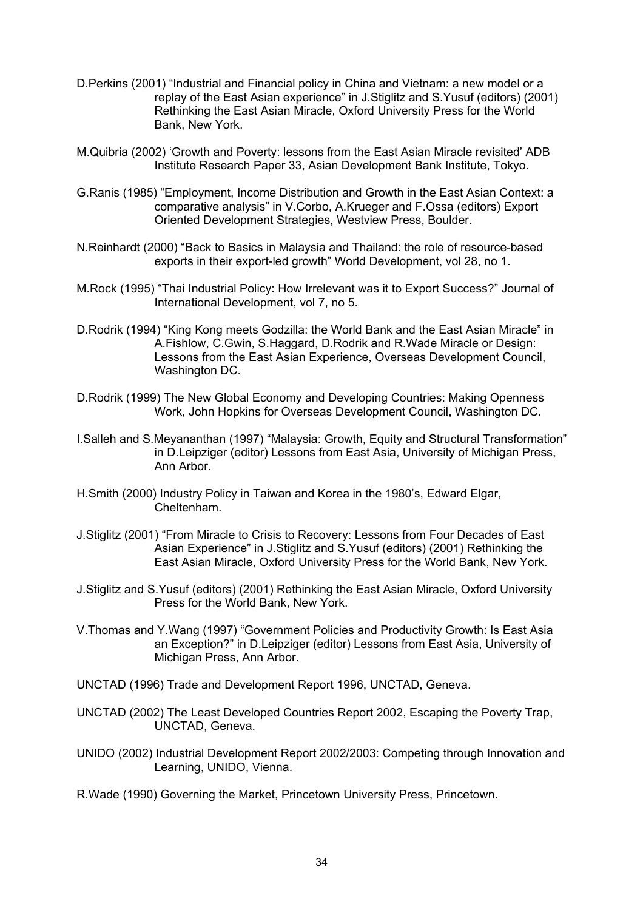D.Perkins (2001) "Industrial and Financial policy in China and Vietnam: a new model or a replay of the East Asian experience" in J.Stiglitz and S.Yusuf (editors) (2001) Rethinking the East Asian Miracle, Oxford University Press for the World Bank, New York.

M.Quibria (2002) 'Growth and Poverty: lessons from the East Asian Miracle revisited' ADB Institute Research Paper 33, Asian Development Bank Institute, Tokyo.

G.Ranis (1985) "Employment, Income Distribution and Growth in the East Asian Context: a comparative analysis" in V.Corbo, A.Krueger and F.Ossa (editors) Export Oriented Development Strategies, Westview Press, Boulder.

N.Reinhardt (2000) "Back to Basics in Malaysia and Thailand: the role of resource-based exports in their export-led growth" World Development, vol 28, no 1.

M.Rock (1995) "Thai Industrial Policy: How Irrelevant was it to Export Success?" Journal of International Development, vol 7, no 5.

D.Rodrik (1994) "King Kong meets Godzilla: the World Bank and the East Asian Miracle" in A.Fishlow, C.Gwin, S.Haggard, D.Rodrik and R.Wade Miracle or Design: Lessons from the East Asian Experience, Overseas Development Council, Washington DC.

D.Rodrik (1999) The New Global Economy and Developing Countries: Making Openness Work, John Hopkins for Overseas Development Council, Washington DC.

I.Salleh and S.Meyananthan (1997) "Malaysia: Growth, Equity and Structural Transformation" in D.Leipziger (editor) Lessons from East Asia, University of Michigan Press, Ann Arbor.

H.Smith (2000) Industry Policy in Taiwan and Korea in the 1980's, Edward Elgar, Cheltenham.

J.Stiglitz (2001) "From Miracle to Crisis to Recovery: Lessons from Four Decades of East Asian Experience" in J.Stiglitz and S.Yusuf (editors) (2001) Rethinking the East Asian Miracle, Oxford University Press for the World Bank, New York.

J.Stiglitz and S.Yusuf (editors) (2001) Rethinking the East Asian Miracle, Oxford University Press for the World Bank, New York.

V.Thomas and Y.Wang (1997) "Government Policies and Productivity Growth: Is East Asia an Exception?" in D.Leipziger (editor) Lessons from East Asia, University of Michigan Press, Ann Arbor.

UNCTAD (1996) Trade and Development Report 1996, UNCTAD, Geneva.

UNCTAD (2002) The Least Developed Countries Report 2002, Escaping the Poverty Trap, UNCTAD, Geneva.

UNIDO (2002) Industrial Development Report 2002/2003: Competing through Innovation and Learning, UNIDO, Vienna.

R.Wade (1990) Governing the Market, Princetown University Press, Princetown.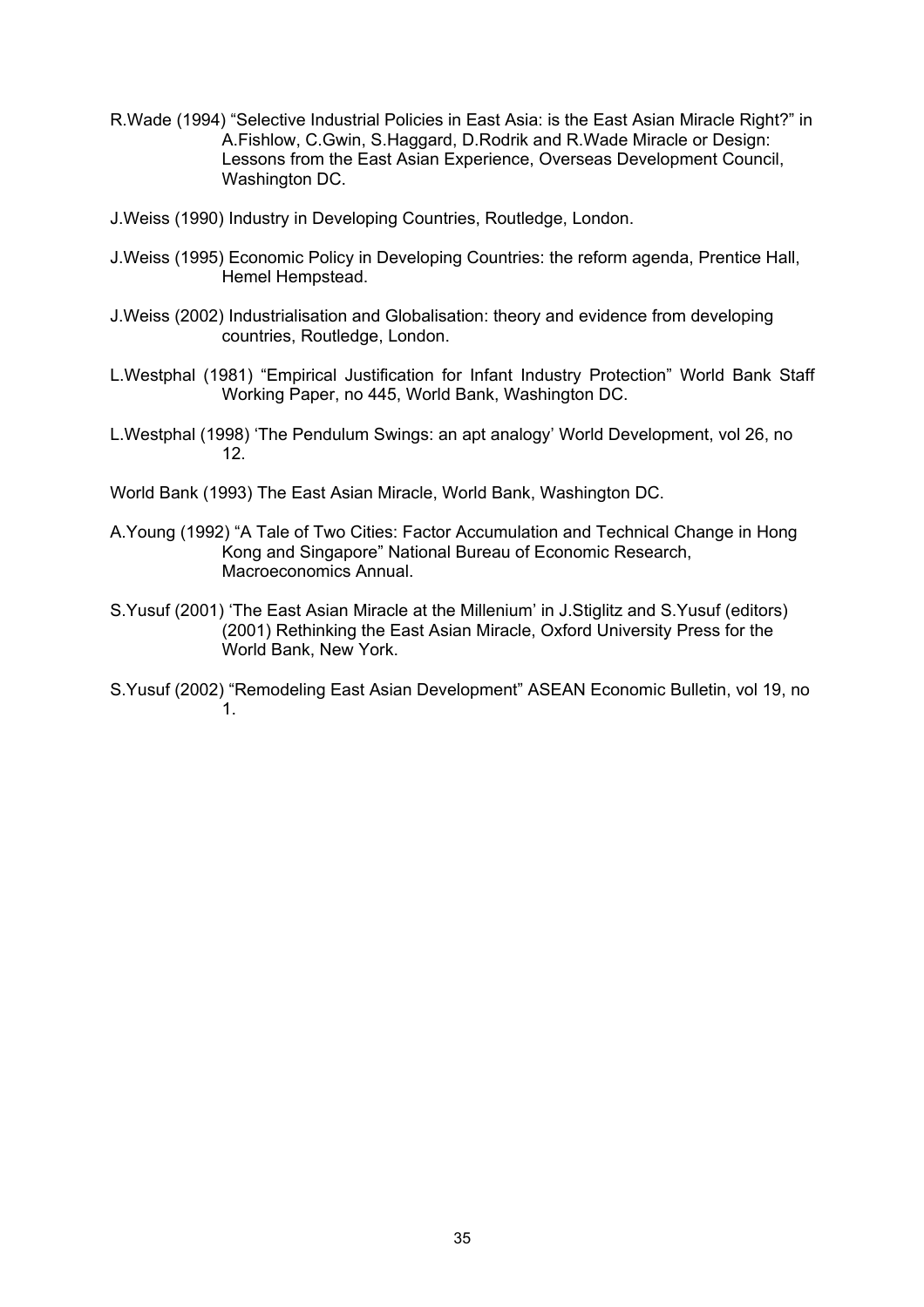R.Wade (1994) "Selective Industrial Policies in East Asia: is the East Asian Miracle Right?" in A.Fishlow, C.Gwin, S.Haggard, D.Rodrik and R.Wade Miracle or Design: Lessons from the East Asian Experience, Overseas Development Council, Washington DC.

J.Weiss (1990) Industry in Developing Countries, Routledge, London.

J.Weiss (1995) Economic Policy in Developing Countries: the reform agenda, Prentice Hall, Hemel Hempstead.

J.Weiss (2002) Industrialisation and Globalisation: theory and evidence from developing countries, Routledge, London.

L.Westphal (1981) "Empirical Justification for Infant Industry Protection" World Bank Staff Working Paper, no 445, World Bank, Washington DC.

L.Westphal (1998) 'The Pendulum Swings: an apt analogy' World Development, vol 26, no 12.

World Bank (1993) The East Asian Miracle, World Bank, Washington DC.

A.Young (1992) "A Tale of Two Cities: Factor Accumulation and Technical Change in Hong Kong and Singapore" National Bureau of Economic Research, Macroeconomics Annual.

S.Yusuf (2001) 'The East Asian Miracle at the Millenium' in J.Stiglitz and S.Yusuf (editors) (2001) Rethinking the East Asian Miracle, Oxford University Press for the World Bank, New York.

S.Yusuf (2002) "Remodeling East Asian Development" ASEAN Economic Bulletin, vol 19, no 1.